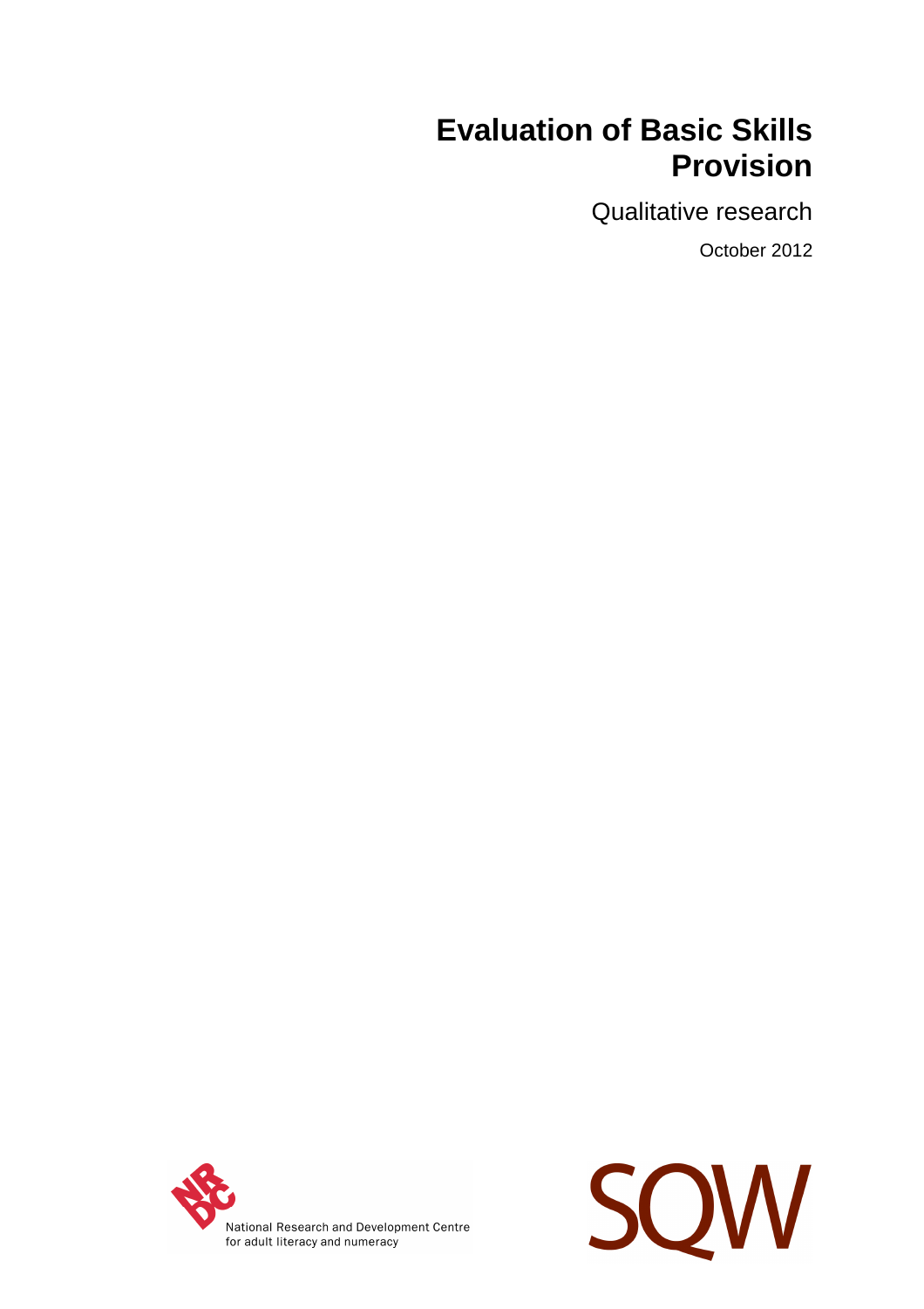# Evaluation of Basic Skills Provision

## Qualitative research

October 2012

National Research and Development Centre for adult literacy and numeracy

SQW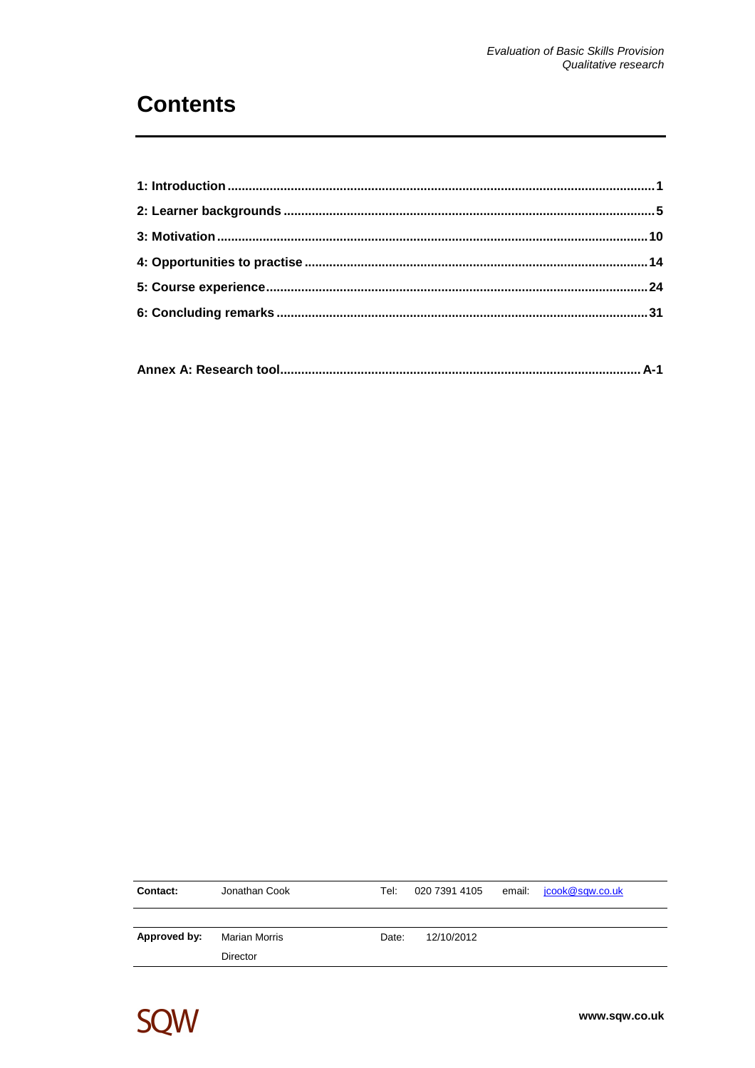# Contents

| | |
|---|---|
| **1: Introduction** | **1** |
| **2: Learner backgrounds** | **5** |
| **3: Motivation** | **10** |
| **4: Opportunities to practise** | **14** |
| **5: Course experience** | **24** |
| **6: Concluding remarks** | **31** |
| | |
| **Annex A: Research tool** | **A-1** |

| | | | | | |
|---|---|---|---|---|---|
| **Contact:** | Jonathan Cook | Tel: | 020 7391 4105 | email: | jcook@sqw.co.uk |
| **Approved by:** | Marian Morris<br>Director | Date: | 12/10/2012 | | |

SQW

www.sqw.co.uk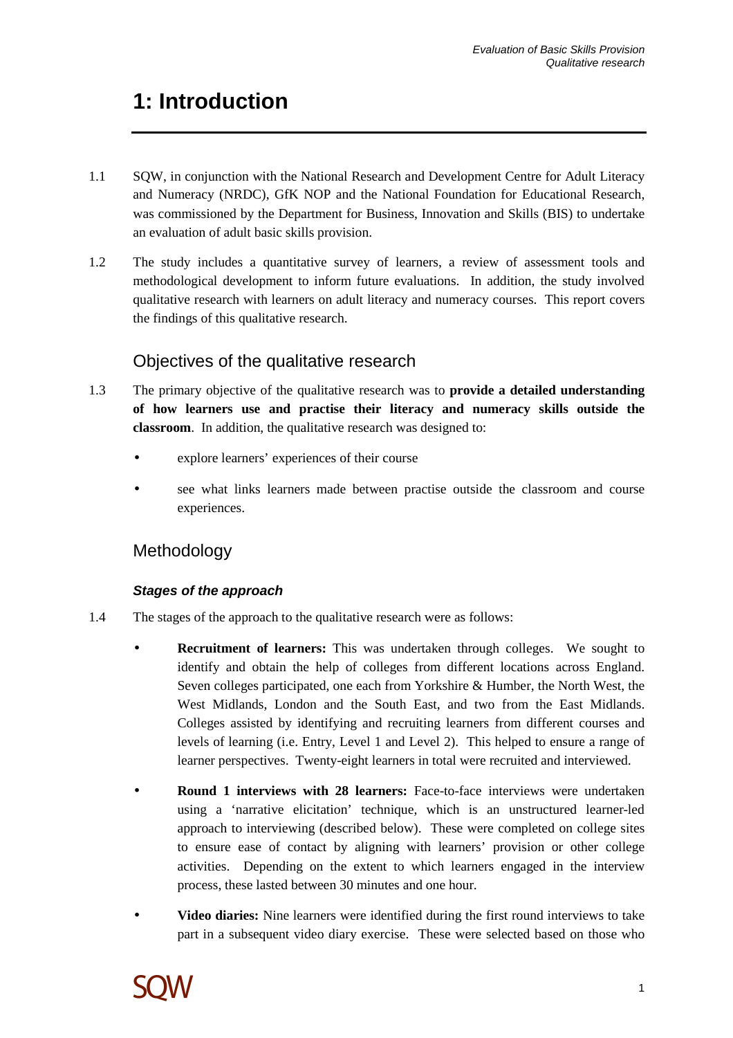# 1: Introduction

1.1 SQW, in conjunction with the National Research and Development Centre for Adult Literacy and Numeracy (NRDC), GfK NOP and the National Foundation for Educational Research, was commissioned by the Department for Business, Innovation and Skills (BIS) to undertake an evaluation of adult basic skills provision.

1.2 The study includes a quantitative survey of learners, a review of assessment tools and methodological development to inform future evaluations. In addition, the study involved qualitative research with learners on adult literacy and numeracy courses. This report covers the findings of this qualitative research.

## Objectives of the qualitative research

1.3 The primary objective of the qualitative research was to **provide a detailed understanding of how learners use and practise their literacy and numeracy skills outside the classroom**. In addition, the qualitative research was designed to:

- explore learners' experiences of their course
- see what links learners made between practise outside the classroom and course experiences.

## Methodology

### *Stages of the approach*

1.4 The stages of the approach to the qualitative research were as follows:

- **Recruitment of learners:** This was undertaken through colleges. We sought to identify and obtain the help of colleges from different locations across England. Seven colleges participated, one each from Yorkshire & Humber, the North West, the West Midlands, London and the South East, and two from the East Midlands. Colleges assisted by identifying and recruiting learners from different courses and levels of learning (i.e. Entry, Level 1 and Level 2). This helped to ensure a range of learner perspectives. Twenty-eight learners in total were recruited and interviewed.
- **Round 1 interviews with 28 learners:** Face-to-face interviews were undertaken using a 'narrative elicitation' technique, which is an unstructured learner-led approach to interviewing (described below). These were completed on college sites to ensure ease of contact by aligning with learners' provision or other college activities. Depending on the extent to which learners engaged in the interview process, these lasted between 30 minutes and one hour.
- **Video diaries:** Nine learners were identified during the first round interviews to take part in a subsequent video diary exercise. These were selected based on those who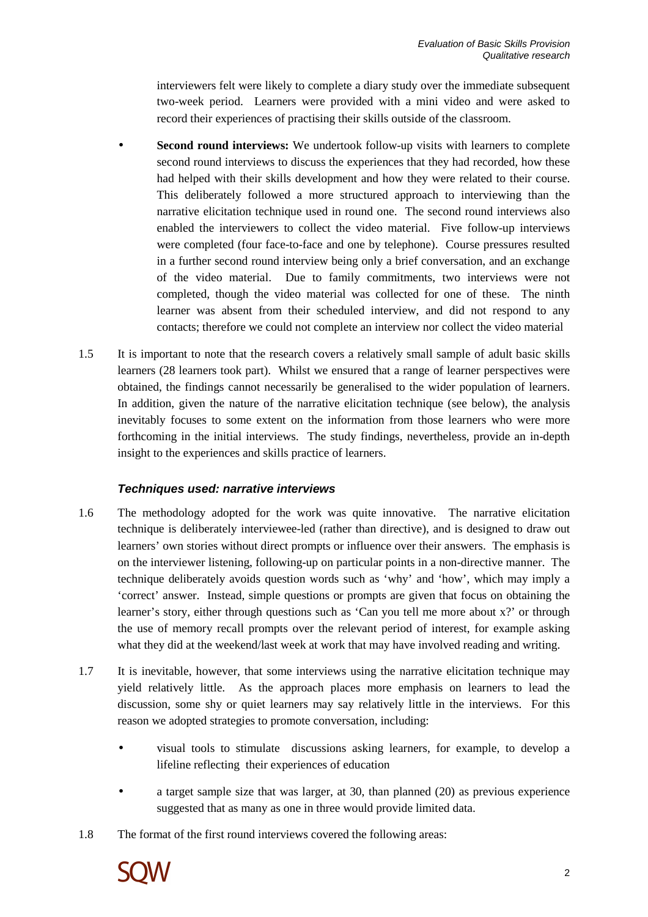interviewers felt were likely to complete a diary study over the immediate subsequent two-week period. Learners were provided with a mini video and were asked to record their experiences of practising their skills outside of the classroom.

- **Second round interviews:** We undertook follow-up visits with learners to complete second round interviews to discuss the experiences that they had recorded, how these had helped with their skills development and how they were related to their course. This deliberately followed a more structured approach to interviewing than the narrative elicitation technique used in round one. The second round interviews also enabled the interviewers to collect the video material. Five follow-up interviews were completed (four face-to-face and one by telephone). Course pressures resulted in a further second round interview being only a brief conversation, and an exchange of the video material. Due to family commitments, two interviews were not completed, though the video material was collected for one of these. The ninth learner was absent from their scheduled interview, and did not respond to any contacts; therefore we could not complete an interview nor collect the video material

1.5 It is important to note that the research covers a relatively small sample of adult basic skills learners (28 learners took part). Whilst we ensured that a range of learner perspectives were obtained, the findings cannot necessarily be generalised to the wider population of learners. In addition, given the nature of the narrative elicitation technique (see below), the analysis inevitably focuses to some extent on the information from those learners who were more forthcoming in the initial interviews. The study findings, nevertheless, provide an in-depth insight to the experiences and skills practice of learners.

### *Techniques used: narrative interviews*

1.6 The methodology adopted for the work was quite innovative. The narrative elicitation technique is deliberately interviewee-led (rather than directive), and is designed to draw out learners' own stories without direct prompts or influence over their answers. The emphasis is on the interviewer listening, following-up on particular points in a non-directive manner. The technique deliberately avoids question words such as 'why' and 'how', which may imply a 'correct' answer. Instead, simple questions or prompts are given that focus on obtaining the learner's story, either through questions such as 'Can you tell me more about x?' or through the use of memory recall prompts over the relevant period of interest, for example asking what they did at the weekend/last week at work that may have involved reading and writing.

1.7 It is inevitable, however, that some interviews using the narrative elicitation technique may yield relatively little. As the approach places more emphasis on learners to lead the discussion, some shy or quiet learners may say relatively little in the interviews. For this reason we adopted strategies to promote conversation, including:

- visual tools to stimulate discussions asking learners, for example, to develop a lifeline reflecting their experiences of education
- a target sample size that was larger, at 30, than planned (20) as previous experience suggested that as many as one in three would provide limited data.

1.8 The format of the first round interviews covered the following areas: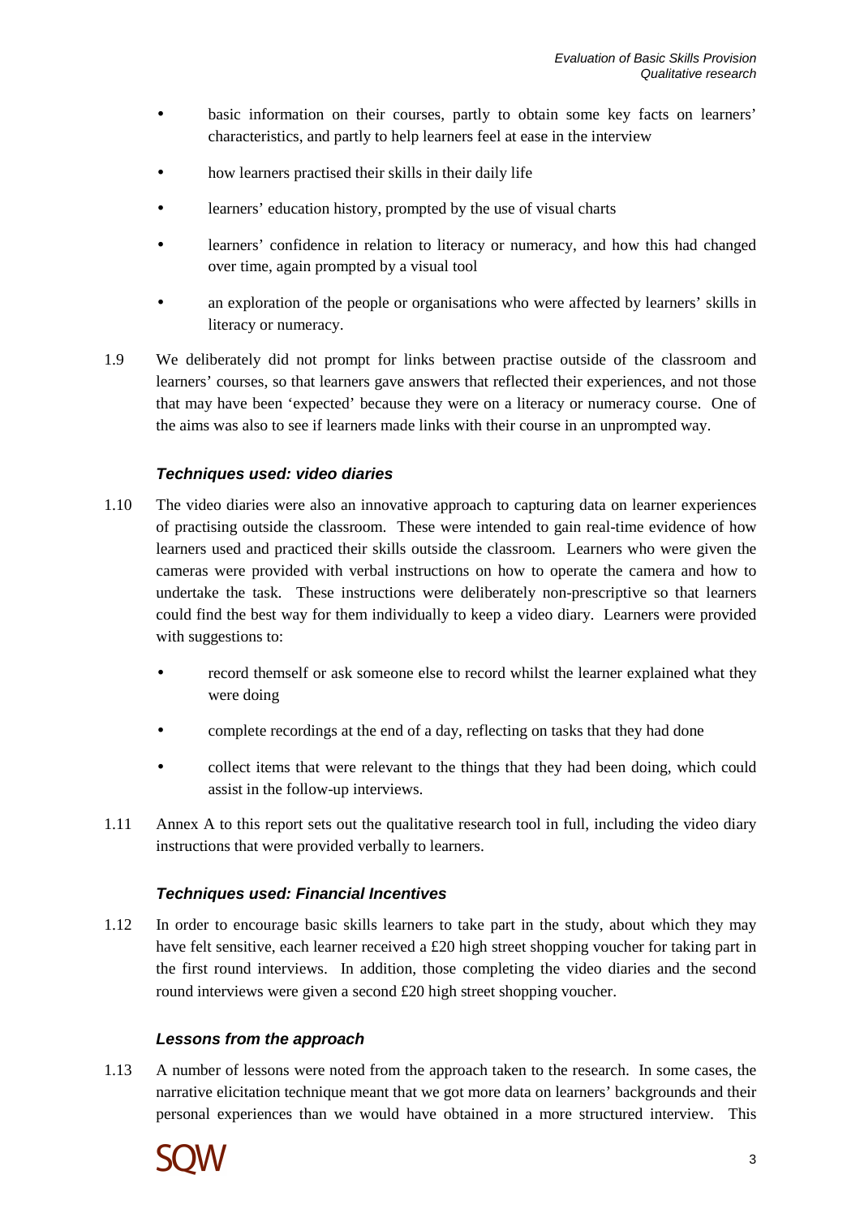- basic information on their courses, partly to obtain some key facts on learners' characteristics, and partly to help learners feel at ease in the interview
- how learners practised their skills in their daily life
- learners' education history, prompted by the use of visual charts
- learners' confidence in relation to literacy or numeracy, and how this had changed over time, again prompted by a visual tool
- an exploration of the people or organisations who were affected by learners' skills in literacy or numeracy.

1.9 We deliberately did not prompt for links between practise outside of the classroom and learners' courses, so that learners gave answers that reflected their experiences, and not those that may have been 'expected' because they were on a literacy or numeracy course. One of the aims was also to see if learners made links with their course in an unprompted way.

#### *Techniques used: video diaries*

1.10 The video diaries were also an innovative approach to capturing data on learner experiences of practising outside the classroom. These were intended to gain real-time evidence of how learners used and practiced their skills outside the classroom. Learners who were given the cameras were provided with verbal instructions on how to operate the camera and how to undertake the task. These instructions were deliberately non-prescriptive so that learners could find the best way for them individually to keep a video diary. Learners were provided with suggestions to:

- record themself or ask someone else to record whilst the learner explained what they were doing
- complete recordings at the end of a day, reflecting on tasks that they had done
- collect items that were relevant to the things that they had been doing, which could assist in the follow-up interviews.

1.11 Annex A to this report sets out the qualitative research tool in full, including the video diary instructions that were provided verbally to learners.

#### *Techniques used: Financial Incentives*

1.12 In order to encourage basic skills learners to take part in the study, about which they may have felt sensitive, each learner received a £20 high street shopping voucher for taking part in the first round interviews. In addition, those completing the video diaries and the second round interviews were given a second £20 high street shopping voucher.

#### *Lessons from the approach*

1.13 A number of lessons were noted from the approach taken to the research. In some cases, the narrative elicitation technique meant that we got more data on learners' backgrounds and their personal experiences than we would have obtained in a more structured interview. This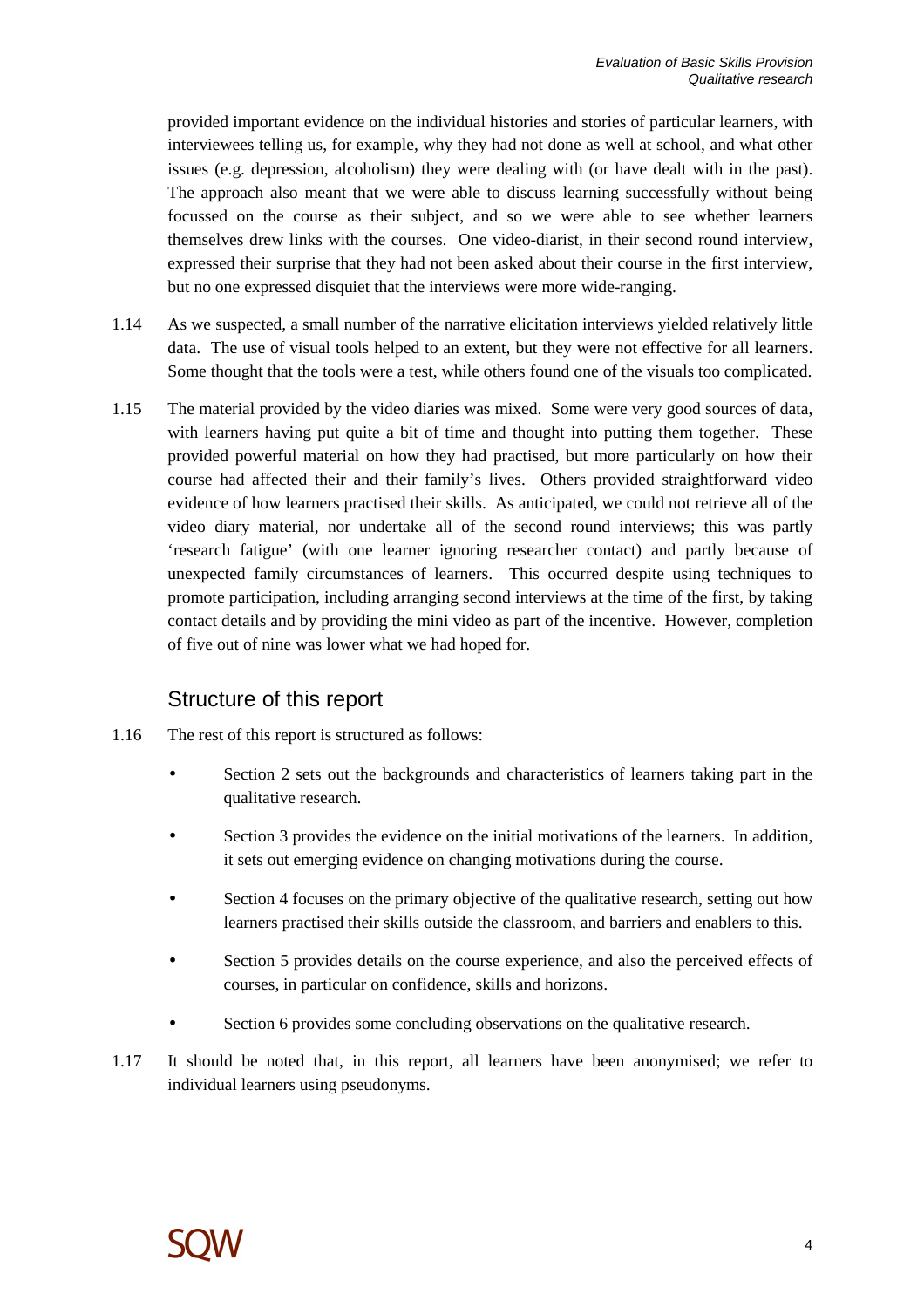provided important evidence on the individual histories and stories of particular learners, with interviewees telling us, for example, why they had not done as well at school, and what other issues (e.g. depression, alcoholism) they were dealing with (or have dealt with in the past). The approach also meant that we were able to discuss learning successfully without being focussed on the course as their subject, and so we were able to see whether learners themselves drew links with the courses. One video-diarist, in their second round interview, expressed their surprise that they had not been asked about their course in the first interview, but no one expressed disquiet that the interviews were more wide-ranging.

1.14 As we suspected, a small number of the narrative elicitation interviews yielded relatively little data. The use of visual tools helped to an extent, but they were not effective for all learners. Some thought that the tools were a test, while others found one of the visuals too complicated.

1.15 The material provided by the video diaries was mixed. Some were very good sources of data, with learners having put quite a bit of time and thought into putting them together. These provided powerful material on how they had practised, but more particularly on how their course had affected their and their family's lives. Others provided straightforward video evidence of how learners practised their skills. As anticipated, we could not retrieve all of the video diary material, nor undertake all of the second round interviews; this was partly 'research fatigue' (with one learner ignoring researcher contact) and partly because of unexpected family circumstances of learners. This occurred despite using techniques to promote participation, including arranging second interviews at the time of the first, by taking contact details and by providing the mini video as part of the incentive. However, completion of five out of nine was lower what we had hoped for.

## Structure of this report

1.16 The rest of this report is structured as follows:

- Section 2 sets out the backgrounds and characteristics of learners taking part in the qualitative research.
- Section 3 provides the evidence on the initial motivations of the learners. In addition, it sets out emerging evidence on changing motivations during the course.
- Section 4 focuses on the primary objective of the qualitative research, setting out how learners practised their skills outside the classroom, and barriers and enablers to this.
- Section 5 provides details on the course experience, and also the perceived effects of courses, in particular on confidence, skills and horizons.
- Section 6 provides some concluding observations on the qualitative research.

1.17 It should be noted that, in this report, all learners have been anonymised; we refer to individual learners using pseudonyms.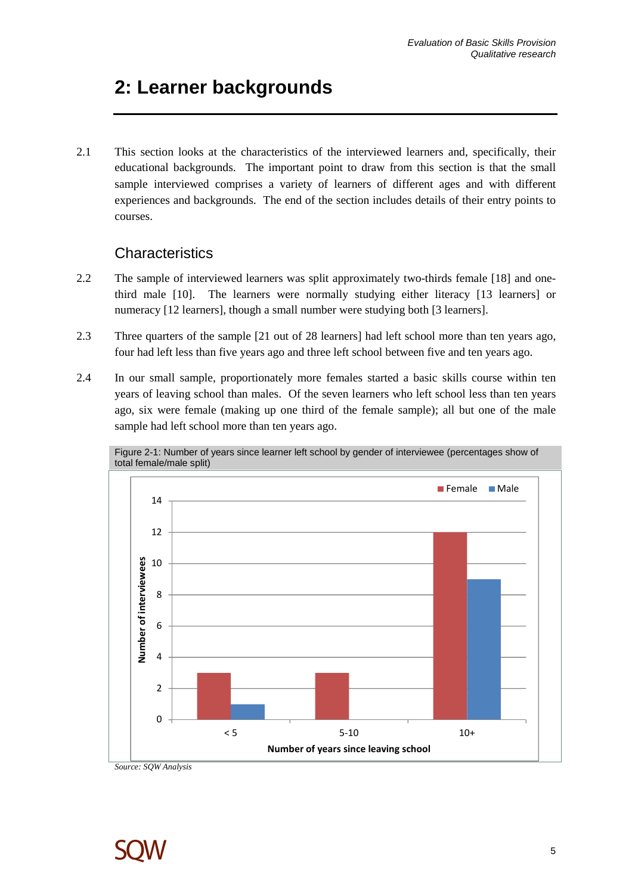# 2: Learner backgrounds

2.1 This section looks at the characteristics of the interviewed learners and, specifically, their educational backgrounds. The important point to draw from this section is that the small sample interviewed comprises a variety of learners of different ages and with different experiences and backgrounds. The end of the section includes details of their entry points to courses.

## Characteristics

2.2 The sample of interviewed learners was split approximately two-thirds female [18] and one-third male [10]. The learners were normally studying either literacy [13 learners] or numeracy [12 learners], though a small number were studying both [3 learners].

2.3 Three quarters of the sample [21 out of 28 learners] had left school more than ten years ago, four had left less than five years ago and three left school between five and ten years ago.

2.4 In our small sample, proportionately more females started a basic skills course within ten years of leaving school than males. Of the seven learners who left school less than ten years ago, six were female (making up one third of the female sample); all but one of the male sample had left school more than ten years ago.

Figure 2-1: Number of years since learner left school by gender of interviewee (percentages show of total female/male split)

| Number of years since leaving school | Female | Male |
|---|---|---|
| < 5 | 3 | 1 |
| 5-10 | 3 | 0 |
| 10+ | 12 | 9 |

*Source: SQW Analysis*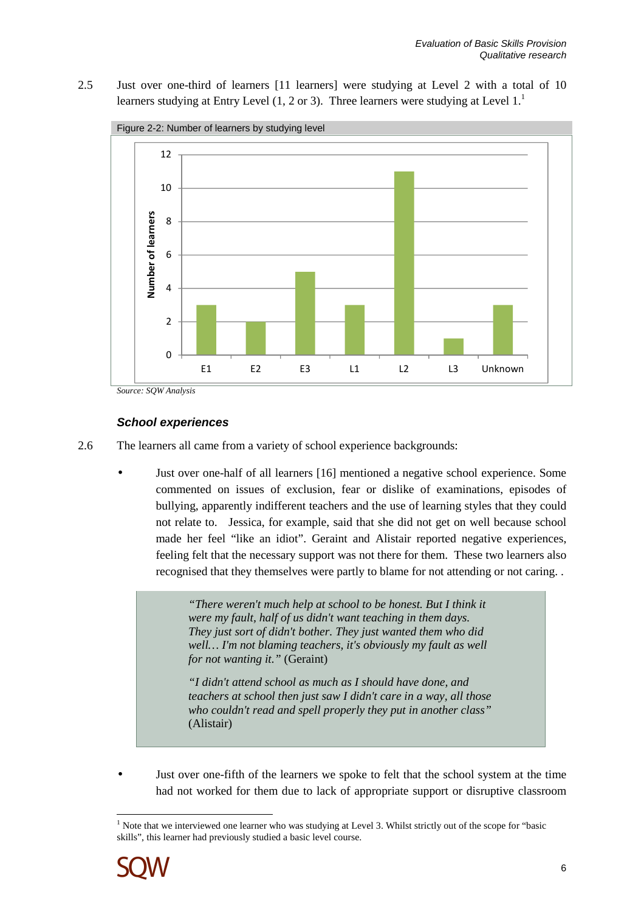2.5 Just over one-third of learners [11 learners] were studying at Level 2 with a total of 10 learners studying at Entry Level (1, 2 or 3). Three learners were studying at Level 1.[1]

Figure 2-2: Number of learners by studying level

| Level | Number of learners |
|---|---|
| E1 | 3 |
| E2 | 2 |
| E3 | 5 |
| L1 | 3 |
| L2 | 11 |
| L3 | 1 |
| Unknown | 3 |

*Source: SQW Analysis*

### *School experiences*

2.6 The learners all came from a variety of school experience backgrounds:

- Just over one-half of all learners [16] mentioned a negative school experience. Some commented on issues of exclusion, fear or dislike of examinations, episodes of bullying, apparently indifferent teachers and the use of learning styles that they could not relate to. Jessica, for example, said that she did not get on well because school made her feel "like an idiot". Geraint and Alistair reported negative experiences, feeling felt that the necessary support was not there for them. These two learners also recognised that they themselves were partly to blame for not attending or not caring. .

> *"There weren't much help at school to be honest. But I think it were my fault, half of us didn't want teaching in them days. They just sort of didn't bother. They just wanted them who did well… I'm not blaming teachers, it's obviously my fault as well for not wanting it."* (Geraint)
>
> *"I didn't attend school as much as I should have done, and teachers at school then just saw I didn't care in a way, all those who couldn't read and spell properly they put in another class"* (Alistair)

- Just over one-fifth of the learners we spoke to felt that the school system at the time had not worked for them due to lack of appropriate support or disruptive classroom

[1] Note that we interviewed one learner who was studying at Level 3. Whilst strictly out of the scope for "basic skills", this learner had previously studied a basic level course.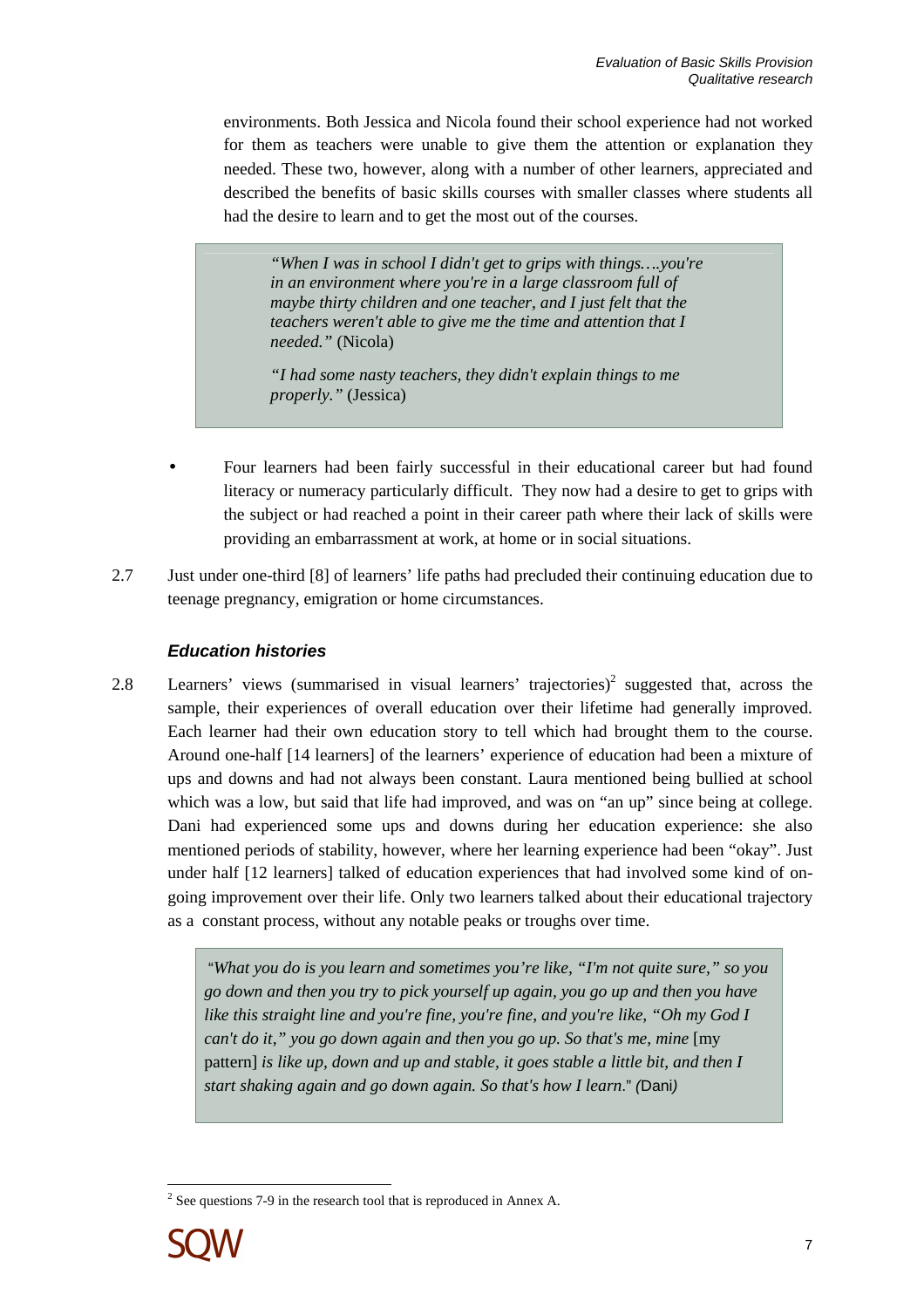environments. Both Jessica and Nicola found their school experience had not worked for them as teachers were unable to give them the attention or explanation they needed. These two, however, along with a number of other learners, appreciated and described the benefits of basic skills courses with smaller classes where students all had the desire to learn and to get the most out of the courses.

> *"When I was in school I didn't get to grips with things….you're in an environment where you're in a large classroom full of maybe thirty children and one teacher, and I just felt that the teachers weren't able to give me the time and attention that I needed."* (Nicola)
>
> *"I had some nasty teachers, they didn't explain things to me properly."* (Jessica)

- Four learners had been fairly successful in their educational career but had found literacy or numeracy particularly difficult. They now had a desire to get to grips with the subject or had reached a point in their career path where their lack of skills were providing an embarrassment at work, at home or in social situations.

2.7 Just under one-third [8] of learners' life paths had precluded their continuing education due to teenage pregnancy, emigration or home circumstances.

### *Education histories*

2.8 Learners' views (summarised in visual learners' trajectories)[2] suggested that, across the sample, their experiences of overall education over their lifetime had generally improved. Each learner had their own education story to tell which had brought them to the course. Around one-half [14 learners] of the learners' experience of education had been a mixture of ups and downs and had not always been constant. Laura mentioned being bullied at school which was a low, but said that life had improved, and was on "an up" since being at college. Dani had experienced some ups and downs during her education experience: she also mentioned periods of stability, however, where her learning experience had been "okay". Just under half [12 learners] talked of education experiences that had involved some kind of on-going improvement over their life. Only two learners talked about their educational trajectory as a constant process, without any notable peaks or troughs over time.

> *"What you do is you learn and sometimes you're like, "I'm not quite sure," so you go down and then you try to pick yourself up again, you go up and then you have like this straight line and you're fine, you're fine, and you're like, "Oh my God I can't do it," you go down again and then you go up. So that's me, mine* [my pattern] *is like up, down and up and stable, it goes stable a little bit, and then I start shaking again and go down again. So that's how I learn."* (Dani)

[2] See questions 7-9 in the research tool that is reproduced in Annex A.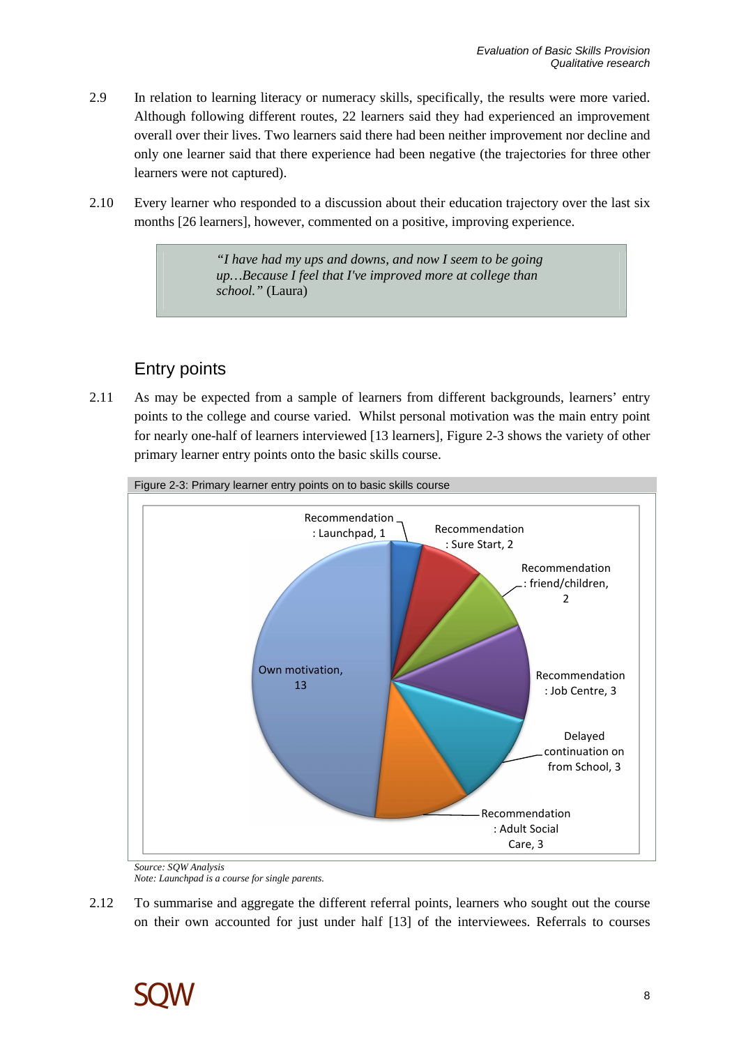2.9 In relation to learning literacy or numeracy skills, specifically, the results were more varied. Although following different routes, 22 learners said they had experienced an improvement overall over their lives. Two learners said there had been neither improvement nor decline and only one learner said that there experience had been negative (the trajectories for three other learners were not captured).

2.10 Every learner who responded to a discussion about their education trajectory over the last six months [26 learners], however, commented on a positive, improving experience.

> *"I have had my ups and downs, and now I seem to be going up…Because I feel that I've improved more at college than school."* (Laura)

## Entry points

2.11 As may be expected from a sample of learners from different backgrounds, learners' entry points to the college and course varied. Whilst personal motivation was the main entry point for nearly one-half of learners interviewed [13 learners], Figure 2-3 shows the variety of other primary learner entry points onto the basic skills course.

Figure 2-3: Primary learner entry points on to basic skills course

| Entry point | Learners |
|---|---|
| Own motivation | 13 |
| Recommendation: Launchpad | 1 |
| Recommendation: Sure Start | 2 |
| Recommendation: friend/children | 2 |
| Recommendation: Job Centre | 3 |
| Delayed continuation on from School | 3 |
| Recommendation: Adult Social Care | 3 |

*Source: SQW Analysis*

*Note: Launchpad is a course for single parents.*

2.12 To summarise and aggregate the different referral points, learners who sought out the course on their own accounted for just under half [13] of the interviewees. Referrals to courses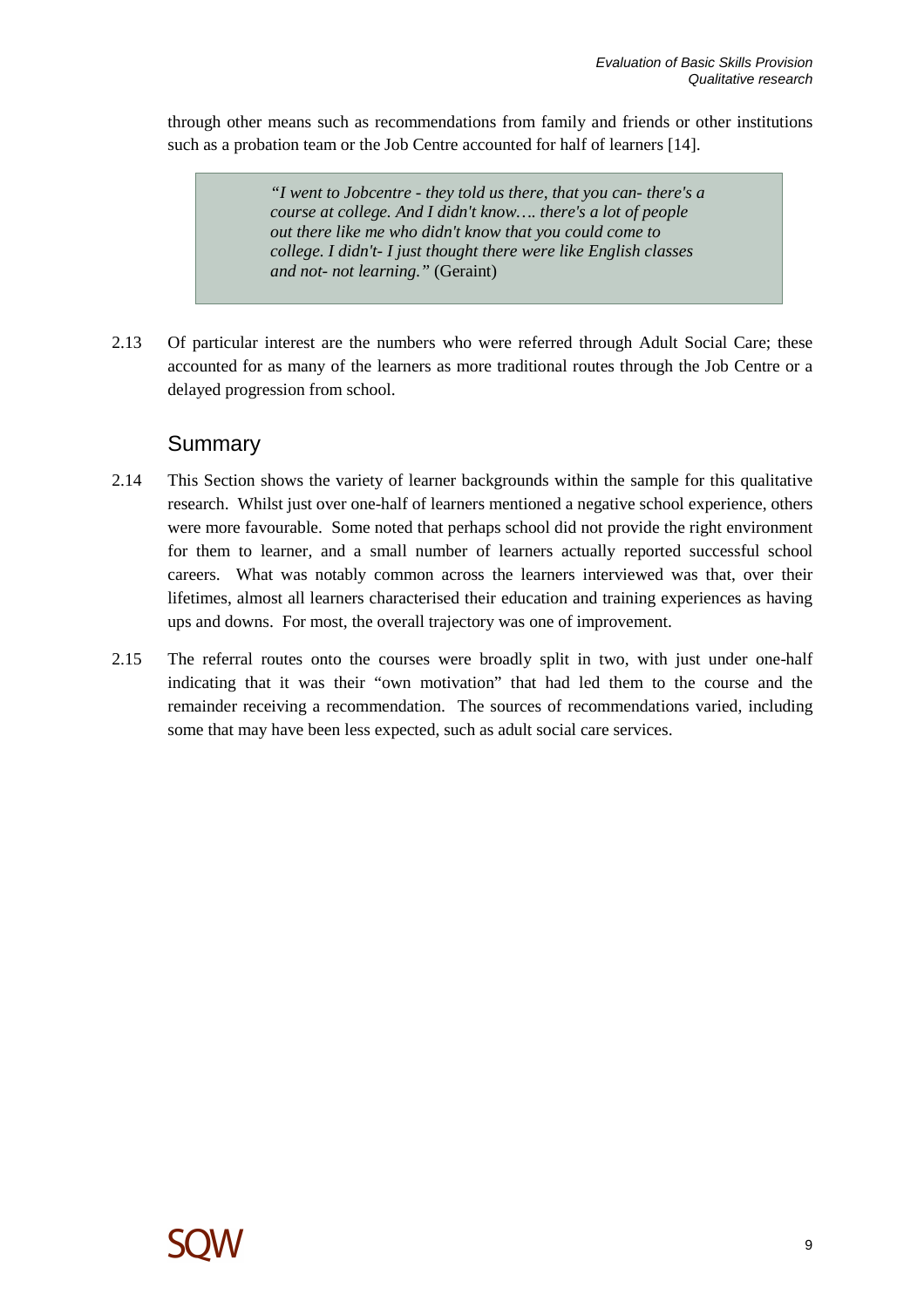through other means such as recommendations from family and friends or other institutions such as a probation team or the Job Centre accounted for half of learners [14].

> *"I went to Jobcentre - they told us there, that you can- there's a course at college. And I didn't know…. there's a lot of people out there like me who didn't know that you could come to college. I didn't- I just thought there were like English classes and not- not learning."* (Geraint)

2.13 Of particular interest are the numbers who were referred through Adult Social Care; these accounted for as many of the learners as more traditional routes through the Job Centre or a delayed progression from school.

## Summary

2.14 This Section shows the variety of learner backgrounds within the sample for this qualitative research. Whilst just over one-half of learners mentioned a negative school experience, others were more favourable. Some noted that perhaps school did not provide the right environment for them to learner, and a small number of learners actually reported successful school careers. What was notably common across the learners interviewed was that, over their lifetimes, almost all learners characterised their education and training experiences as having ups and downs. For most, the overall trajectory was one of improvement.

2.15 The referral routes onto the courses were broadly split in two, with just under one-half indicating that it was their "own motivation" that had led them to the course and the remainder receiving a recommendation. The sources of recommendations varied, including some that may have been less expected, such as adult social care services.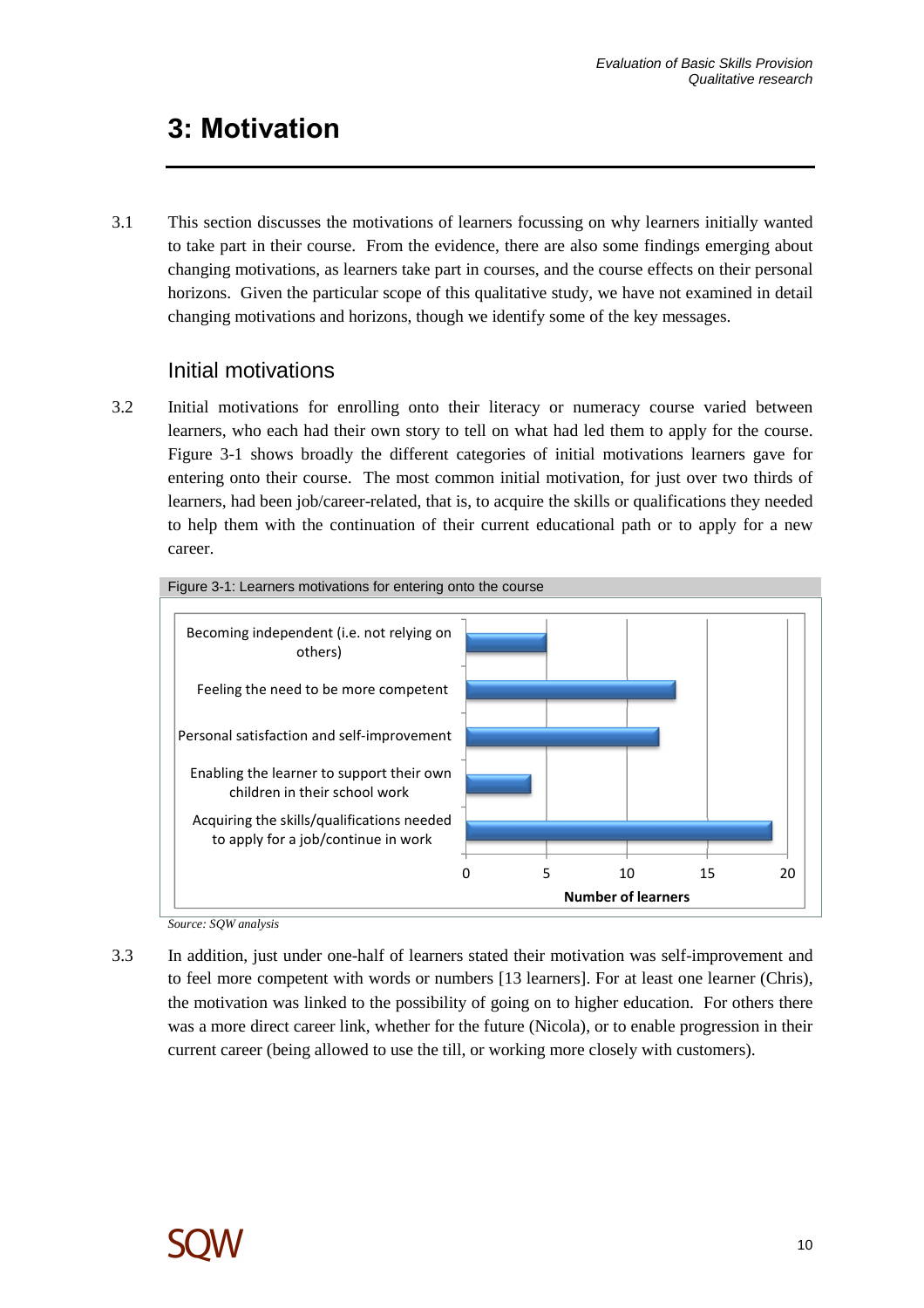# 3: Motivation

3.1 This section discusses the motivations of learners focussing on why learners initially wanted to take part in their course. From the evidence, there are also some findings emerging about changing motivations, as learners take part in courses, and the course effects on their personal horizons. Given the particular scope of this qualitative study, we have not examined in detail changing motivations and horizons, though we identify some of the key messages.

## Initial motivations

3.2 Initial motivations for enrolling onto their literacy or numeracy course varied between learners, who each had their own story to tell on what had led them to apply for the course. Figure 3-1 shows broadly the different categories of initial motivations learners gave for entering onto their course. The most common initial motivation, for just over two thirds of learners, had been job/career-related, that is, to acquire the skills or qualifications they needed to help them with the continuation of their current educational path or to apply for a new career.

Figure 3-1: Learners motivations for entering onto the course

| Motivation | Number of learners |
|---|---|
| Becoming independent (i.e. not relying on others) | 5 |
| Feeling the need to be more competent | 13 |
| Personal satisfaction and self-improvement | 12 |
| Enabling the learner to support their own children in their school work | 4 |
| Acquiring the skills/qualifications needed to apply for a job/continue in work | 19 |

*Source: SQW analysis*

3.3 In addition, just under one-half of learners stated their motivation was self-improvement and to feel more competent with words or numbers [13 learners]. For at least one learner (Chris), the motivation was linked to the possibility of going on to higher education. For others there was a more direct career link, whether for the future (Nicola), or to enable progression in their current career (being allowed to use the till, or working more closely with customers).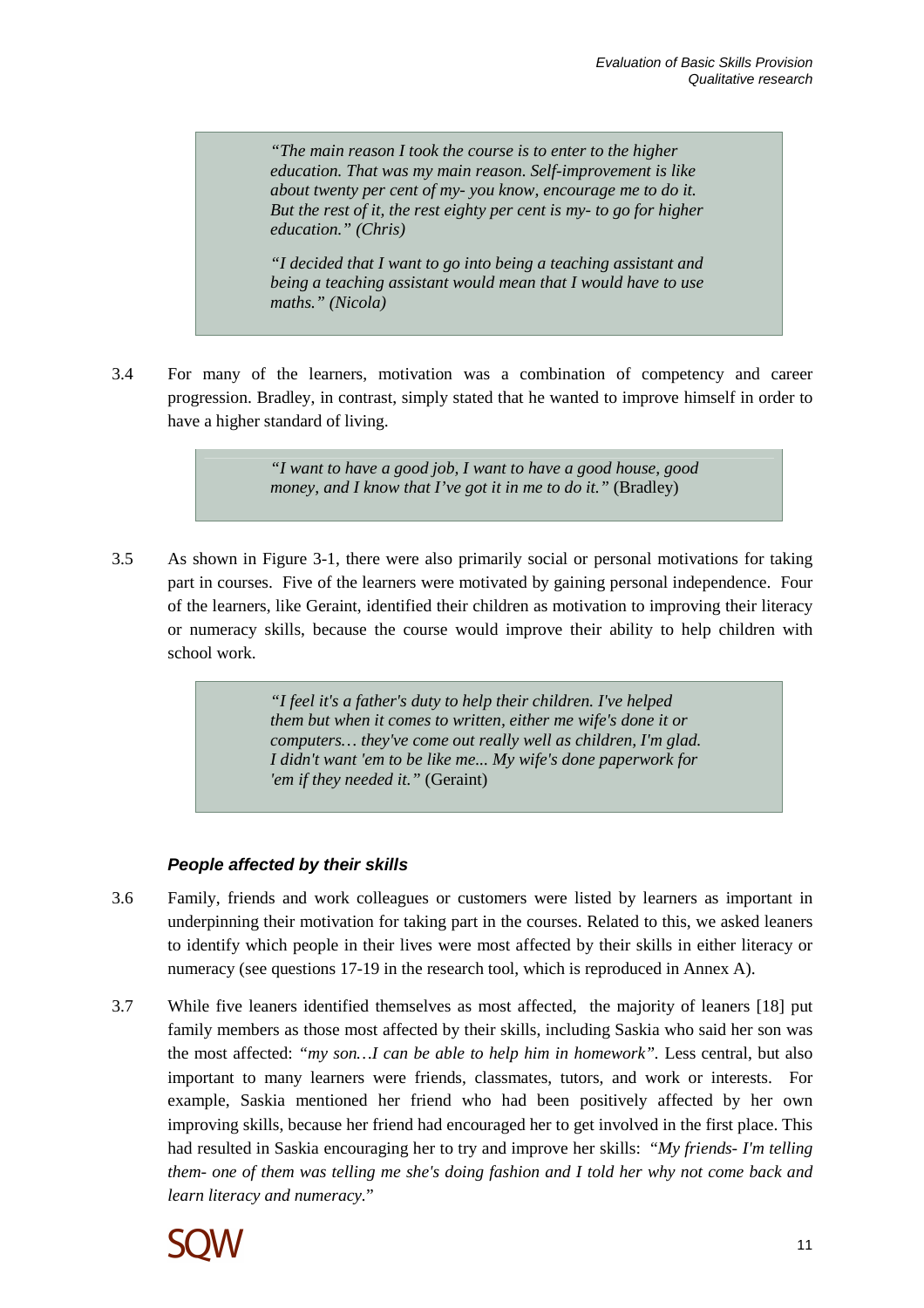> *"The main reason I took the course is to enter to the higher education. That was my main reason. Self-improvement is like about twenty per cent of my- you know, encourage me to do it. But the rest of it, the rest eighty per cent is my- to go for higher education." (Chris)*
>
> *"I decided that I want to go into being a teaching assistant and being a teaching assistant would mean that I would have to use maths." (Nicola)*

3.4 For many of the learners, motivation was a combination of competency and career progression. Bradley, in contrast, simply stated that he wanted to improve himself in order to have a higher standard of living.

> *"I want to have a good job, I want to have a good house, good money, and I know that I've got it in me to do it."* (Bradley)

3.5 As shown in Figure 3-1, there were also primarily social or personal motivations for taking part in courses. Five of the learners were motivated by gaining personal independence. Four of the learners, like Geraint, identified their children as motivation to improving their literacy or numeracy skills, because the course would improve their ability to help children with school work.

> *"I feel it's a father's duty to help their children. I've helped them but when it comes to written, either me wife's done it or computers… they've come out really well as children, I'm glad. I didn't want 'em to be like me... My wife's done paperwork for 'em if they needed it."* (Geraint)

### *People affected by their skills*

3.6 Family, friends and work colleagues or customers were listed by learners as important in underpinning their motivation for taking part in the courses. Related to this, we asked leaners to identify which people in their lives were most affected by their skills in either literacy or numeracy (see questions 17-19 in the research tool, which is reproduced in Annex A).

3.7 While five leaners identified themselves as most affected, the majority of leaners [18] put family members as those most affected by their skills, including Saskia who said her son was the most affected: *"my son…I can be able to help him in homework"*. Less central, but also important to many learners were friends, classmates, tutors, and work or interests. For example, Saskia mentioned her friend who had been positively affected by her own improving skills, because her friend had encouraged her to get involved in the first place. This had resulted in Saskia encouraging her to try and improve her skills: *"My friends- I'm telling them- one of them was telling me she's doing fashion and I told her why not come back and learn literacy and numeracy.*"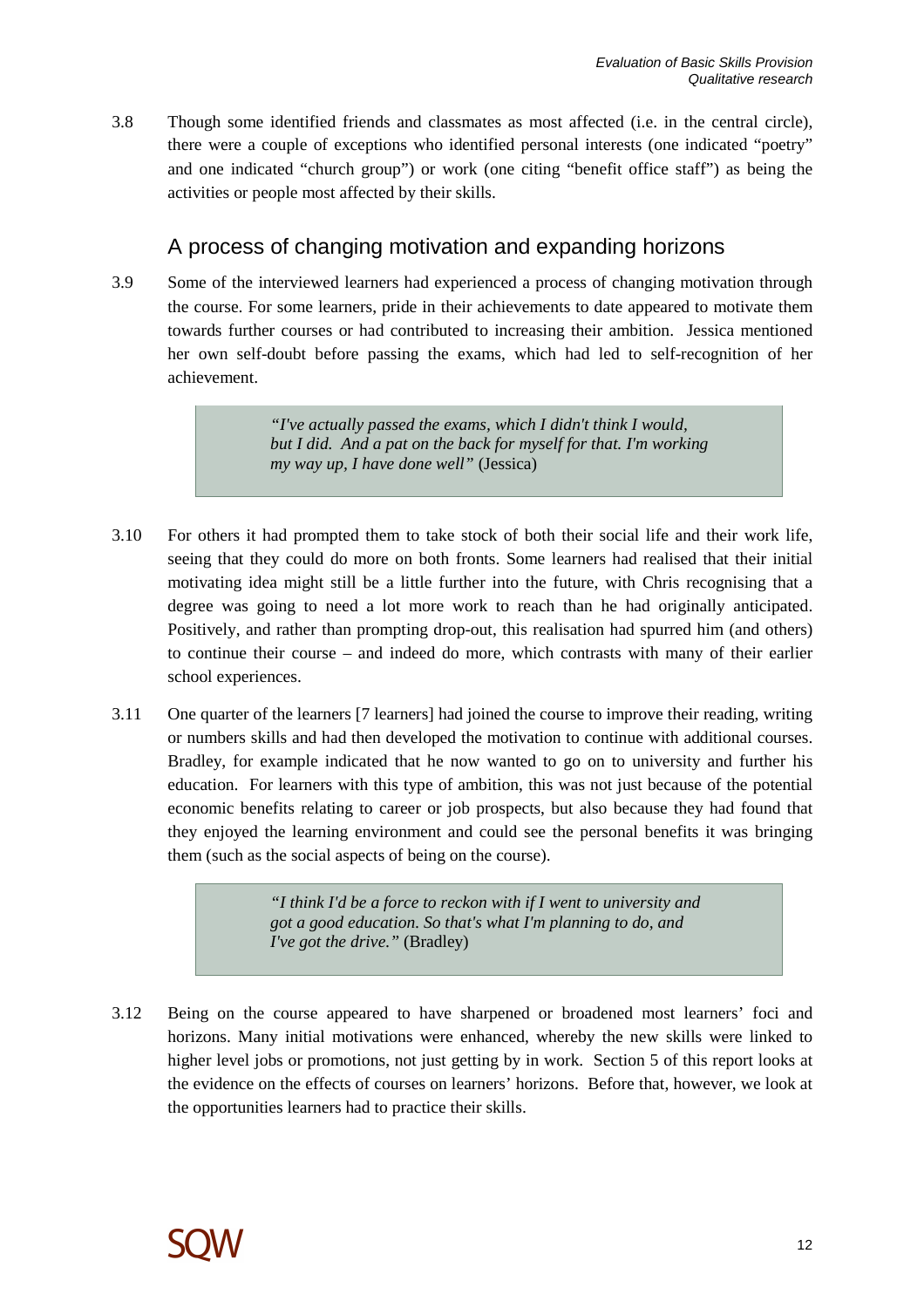3.8 Though some identified friends and classmates as most affected (i.e. in the central circle), there were a couple of exceptions who identified personal interests (one indicated "poetry" and one indicated "church group") or work (one citing "benefit office staff") as being the activities or people most affected by their skills.

## A process of changing motivation and expanding horizons

3.9 Some of the interviewed learners had experienced a process of changing motivation through the course. For some learners, pride in their achievements to date appeared to motivate them towards further courses or had contributed to increasing their ambition. Jessica mentioned her own self-doubt before passing the exams, which had led to self-recognition of her achievement.

> *"I've actually passed the exams, which I didn't think I would, but I did. And a pat on the back for myself for that. I'm working my way up, I have done well"* (Jessica)

3.10 For others it had prompted them to take stock of both their social life and their work life, seeing that they could do more on both fronts. Some learners had realised that their initial motivating idea might still be a little further into the future, with Chris recognising that a degree was going to need a lot more work to reach than he had originally anticipated. Positively, and rather than prompting drop-out, this realisation had spurred him (and others) to continue their course – and indeed do more, which contrasts with many of their earlier school experiences.

3.11 One quarter of the learners [7 learners] had joined the course to improve their reading, writing or numbers skills and had then developed the motivation to continue with additional courses. Bradley, for example indicated that he now wanted to go on to university and further his education. For learners with this type of ambition, this was not just because of the potential economic benefits relating to career or job prospects, but also because they had found that they enjoyed the learning environment and could see the personal benefits it was bringing them (such as the social aspects of being on the course).

> *"I think I'd be a force to reckon with if I went to university and got a good education. So that's what I'm planning to do, and I've got the drive."* (Bradley)

3.12 Being on the course appeared to have sharpened or broadened most learners' foci and horizons. Many initial motivations were enhanced, whereby the new skills were linked to higher level jobs or promotions, not just getting by in work. Section 5 of this report looks at the evidence on the effects of courses on learners' horizons. Before that, however, we look at the opportunities learners had to practice their skills.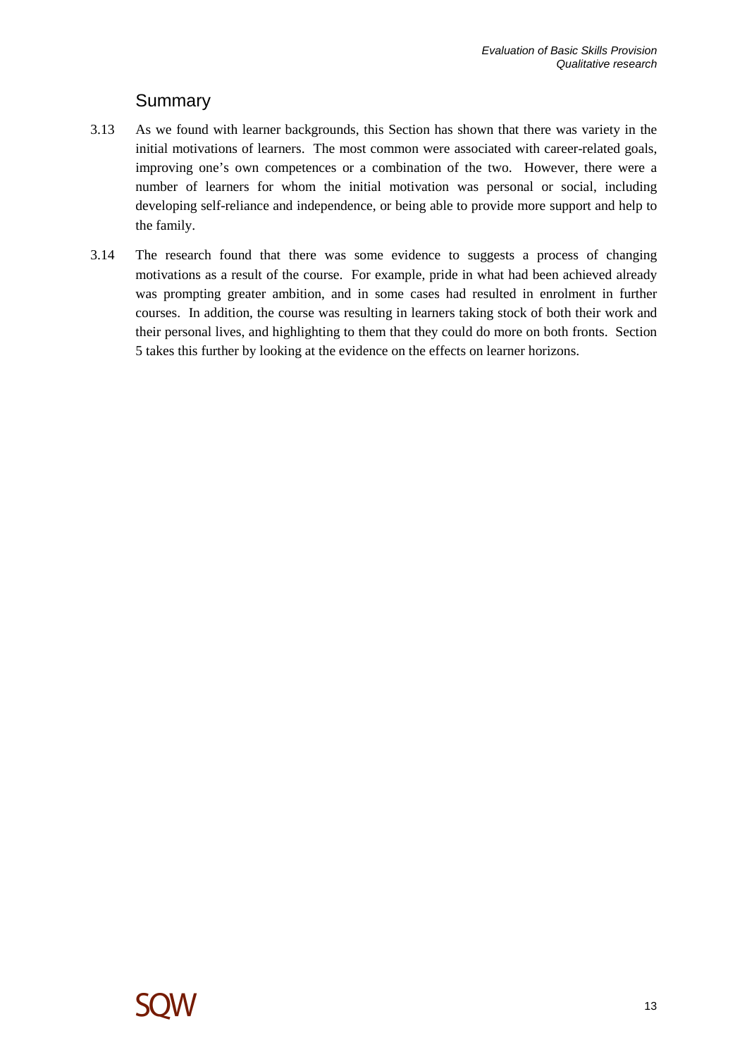## Summary

3.13 As we found with learner backgrounds, this Section has shown that there was variety in the initial motivations of learners. The most common were associated with career-related goals, improving one's own competences or a combination of the two. However, there were a number of learners for whom the initial motivation was personal or social, including developing self-reliance and independence, or being able to provide more support and help to the family.

3.14 The research found that there was some evidence to suggests a process of changing motivations as a result of the course. For example, pride in what had been achieved already was prompting greater ambition, and in some cases had resulted in enrolment in further courses. In addition, the course was resulting in learners taking stock of both their work and their personal lives, and highlighting to them that they could do more on both fronts. Section 5 takes this further by looking at the evidence on the effects on learner horizons.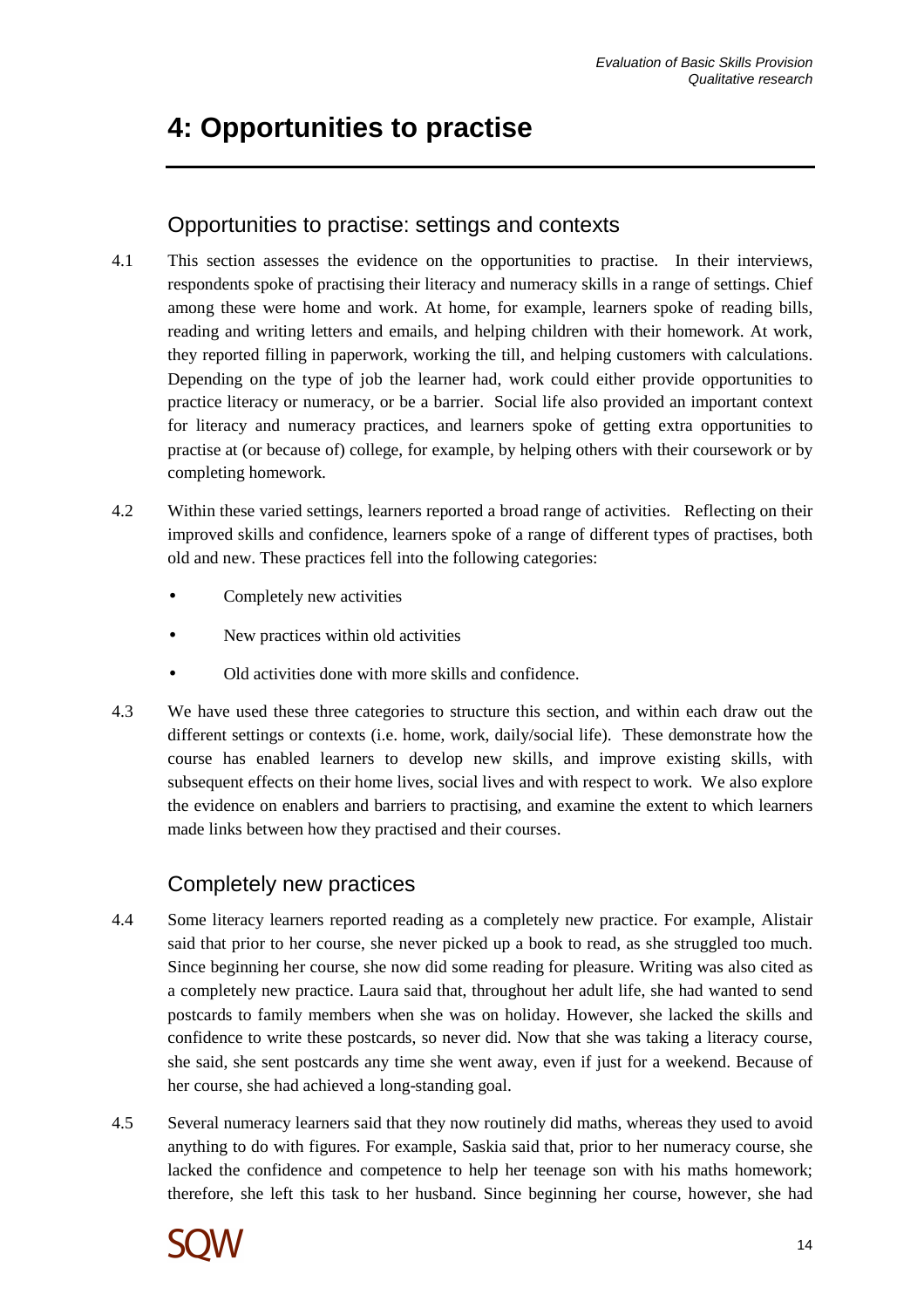# 4: Opportunities to practise

## Opportunities to practise: settings and contexts

4.1 This section assesses the evidence on the opportunities to practise. In their interviews, respondents spoke of practising their literacy and numeracy skills in a range of settings. Chief among these were home and work. At home, for example, learners spoke of reading bills, reading and writing letters and emails, and helping children with their homework. At work, they reported filling in paperwork, working the till, and helping customers with calculations. Depending on the type of job the learner had, work could either provide opportunities to practice literacy or numeracy, or be a barrier. Social life also provided an important context for literacy and numeracy practices, and learners spoke of getting extra opportunities to practise at (or because of) college, for example, by helping others with their coursework or by completing homework.

4.2 Within these varied settings, learners reported a broad range of activities. Reflecting on their improved skills and confidence, learners spoke of a range of different types of practises, both old and new. These practices fell into the following categories:

- Completely new activities
- New practices within old activities
- Old activities done with more skills and confidence.

4.3 We have used these three categories to structure this section, and within each draw out the different settings or contexts (i.e. home, work, daily/social life). These demonstrate how the course has enabled learners to develop new skills, and improve existing skills, with subsequent effects on their home lives, social lives and with respect to work. We also explore the evidence on enablers and barriers to practising, and examine the extent to which learners made links between how they practised and their courses.

## Completely new practices

4.4 Some literacy learners reported reading as a completely new practice. For example, Alistair said that prior to her course, she never picked up a book to read, as she struggled too much. Since beginning her course, she now did some reading for pleasure. Writing was also cited as a completely new practice. Laura said that, throughout her adult life, she had wanted to send postcards to family members when she was on holiday. However, she lacked the skills and confidence to write these postcards, so never did. Now that she was taking a literacy course, she said, she sent postcards any time she went away, even if just for a weekend. Because of her course, she had achieved a long-standing goal.

4.5 Several numeracy learners said that they now routinely did maths, whereas they used to avoid anything to do with figures. For example, Saskia said that, prior to her numeracy course, she lacked the confidence and competence to help her teenage son with his maths homework; therefore, she left this task to her husband. Since beginning her course, however, she had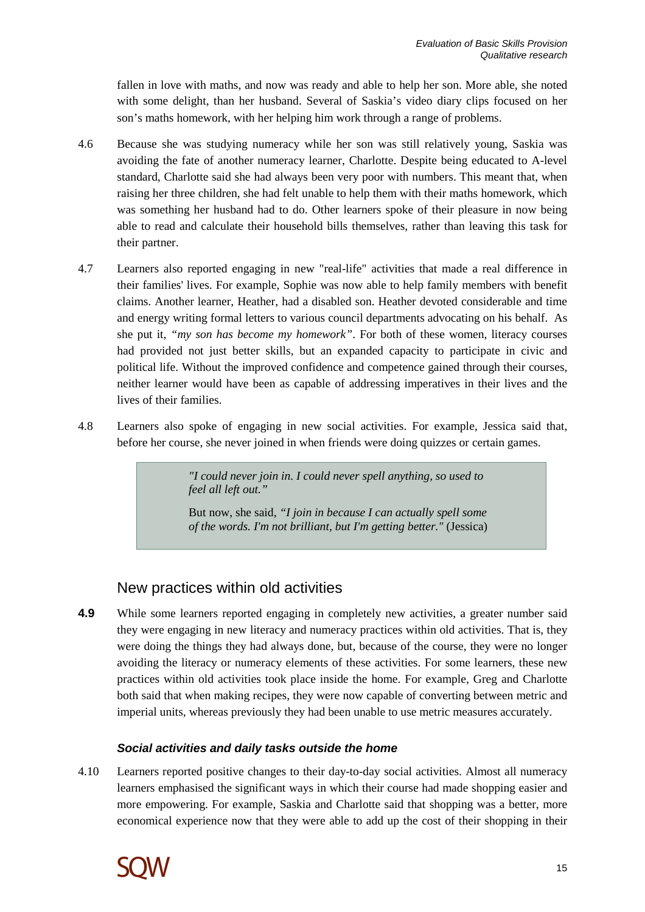fallen in love with maths, and now was ready and able to help her son. More able, she noted with some delight, than her husband. Several of Saskia's video diary clips focused on her son's maths homework, with her helping him work through a range of problems.

4.6 Because she was studying numeracy while her son was still relatively young, Saskia was avoiding the fate of another numeracy learner, Charlotte. Despite being educated to A-level standard, Charlotte said she had always been very poor with numbers. This meant that, when raising her three children, she had felt unable to help them with their maths homework, which was something her husband had to do. Other learners spoke of their pleasure in now being able to read and calculate their household bills themselves, rather than leaving this task for their partner.

4.7 Learners also reported engaging in new "real-life" activities that made a real difference in their families' lives. For example, Sophie was now able to help family members with benefit claims. Another learner, Heather, had a disabled son. Heather devoted considerable and time and energy writing formal letters to various council departments advocating on his behalf. As she put it, *"my son has become my homework"*. For both of these women, literacy courses had provided not just better skills, but an expanded capacity to participate in civic and political life. Without the improved confidence and competence gained through their courses, neither learner would have been as capable of addressing imperatives in their lives and the lives of their families.

4.8 Learners also spoke of engaging in new social activities. For example, Jessica said that, before her course, she never joined in when friends were doing quizzes or certain games.

> *"I could never join in. I could never spell anything, so used to feel all left out."*
>
> But now, she said, *"I join in because I can actually spell some of the words. I'm not brilliant, but I'm getting better."* (Jessica)

## New practices within old activities

**4.9** While some learners reported engaging in completely new activities, a greater number said they were engaging in new literacy and numeracy practices within old activities. That is, they were doing the things they had always done, but, because of the course, they were no longer avoiding the literacy or numeracy elements of these activities. For some learners, these new practices within old activities took place inside the home. For example, Greg and Charlotte both said that when making recipes, they were now capable of converting between metric and imperial units, whereas previously they had been unable to use metric measures accurately.

### *Social activities and daily tasks outside the home*

4.10 Learners reported positive changes to their day-to-day social activities. Almost all numeracy learners emphasised the significant ways in which their course had made shopping easier and more empowering. For example, Saskia and Charlotte said that shopping was a better, more economical experience now that they were able to add up the cost of their shopping in their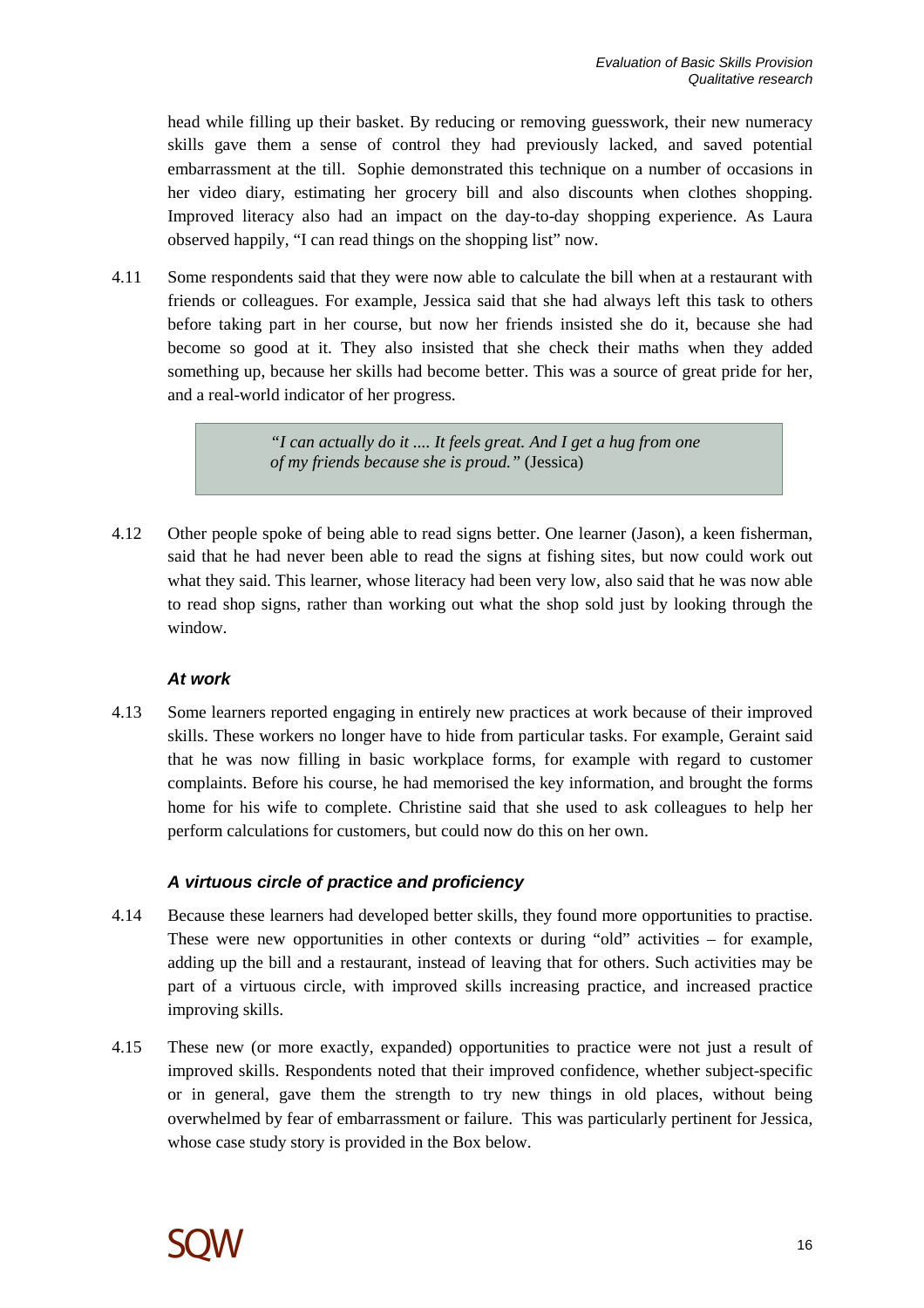head while filling up their basket. By reducing or removing guesswork, their new numeracy skills gave them a sense of control they had previously lacked, and saved potential embarrassment at the till. Sophie demonstrated this technique on a number of occasions in her video diary, estimating her grocery bill and also discounts when clothes shopping. Improved literacy also had an impact on the day-to-day shopping experience. As Laura observed happily, "I can read things on the shopping list" now.

4.11 Some respondents said that they were now able to calculate the bill when at a restaurant with friends or colleagues. For example, Jessica said that she had always left this task to others before taking part in her course, but now her friends insisted she do it, because she had become so good at it. They also insisted that she check their maths when they added something up, because her skills had become better. This was a source of great pride for her, and a real-world indicator of her progress.

> *"I can actually do it .... It feels great. And I get a hug from one of my friends because she is proud."* (Jessica)

4.12 Other people spoke of being able to read signs better. One learner (Jason), a keen fisherman, said that he had never been able to read the signs at fishing sites, but now could work out what they said. This learner, whose literacy had been very low, also said that he was now able to read shop signs, rather than working out what the shop sold just by looking through the window.

#### *At work*

4.13 Some learners reported engaging in entirely new practices at work because of their improved skills. These workers no longer have to hide from particular tasks. For example, Geraint said that he was now filling in basic workplace forms, for example with regard to customer complaints. Before his course, he had memorised the key information, and brought the forms home for his wife to complete. Christine said that she used to ask colleagues to help her perform calculations for customers, but could now do this on her own.

#### *A virtuous circle of practice and proficiency*

4.14 Because these learners had developed better skills, they found more opportunities to practise. These were new opportunities in other contexts or during "old" activities – for example, adding up the bill and a restaurant, instead of leaving that for others. Such activities may be part of a virtuous circle, with improved skills increasing practice, and increased practice improving skills.

4.15 These new (or more exactly, expanded) opportunities to practice were not just a result of improved skills. Respondents noted that their improved confidence, whether subject-specific or in general, gave them the strength to try new things in old places, without being overwhelmed by fear of embarrassment or failure. This was particularly pertinent for Jessica, whose case study story is provided in the Box below.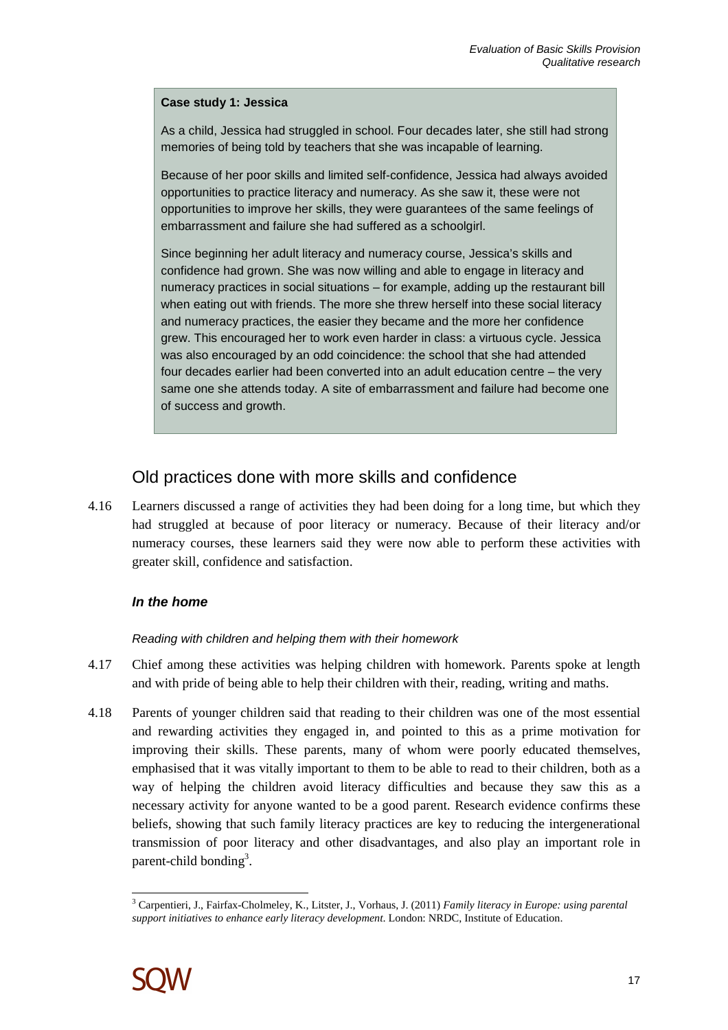**Case study 1: Jessica**

As a child, Jessica had struggled in school. Four decades later, she still had strong memories of being told by teachers that she was incapable of learning.

Because of her poor skills and limited self-confidence, Jessica had always avoided opportunities to practice literacy and numeracy. As she saw it, these were not opportunities to improve her skills, they were guarantees of the same feelings of embarrassment and failure she had suffered as a schoolgirl.

Since beginning her adult literacy and numeracy course, Jessica's skills and confidence had grown. She was now willing and able to engage in literacy and numeracy practices in social situations – for example, adding up the restaurant bill when eating out with friends. The more she threw herself into these social literacy and numeracy practices, the easier they became and the more her confidence grew. This encouraged her to work even harder in class: a virtuous cycle. Jessica was also encouraged by an odd coincidence: the school that she had attended four decades earlier had been converted into an adult education centre – the very same one she attends today. A site of embarrassment and failure had become one of success and growth.

## Old practices done with more skills and confidence

4.16 Learners discussed a range of activities they had been doing for a long time, but which they had struggled at because of poor literacy or numeracy. Because of their literacy and/or numeracy courses, these learners said they were now able to perform these activities with greater skill, confidence and satisfaction.

### *In the home*

*Reading with children and helping them with their homework*

4.17 Chief among these activities was helping children with homework. Parents spoke at length and with pride of being able to help their children with their, reading, writing and maths.

4.18 Parents of younger children said that reading to their children was one of the most essential and rewarding activities they engaged in, and pointed to this as a prime motivation for improving their skills. These parents, many of whom were poorly educated themselves, emphasised that it was vitally important to them to be able to read to their children, both as a way of helping the children avoid literacy difficulties and because they saw this as a necessary activity for anyone wanted to be a good parent. Research evidence confirms these beliefs, showing that such family literacy practices are key to reducing the intergenerational transmission of poor literacy and other disadvantages, and also play an important role in parent-child bonding[3].

[3] Carpentieri, J., Fairfax-Cholmeley, K., Litster, J., Vorhaus, J. (2011) *Family literacy in Europe: using parental support initiatives to enhance early literacy development*. London: NRDC, Institute of Education.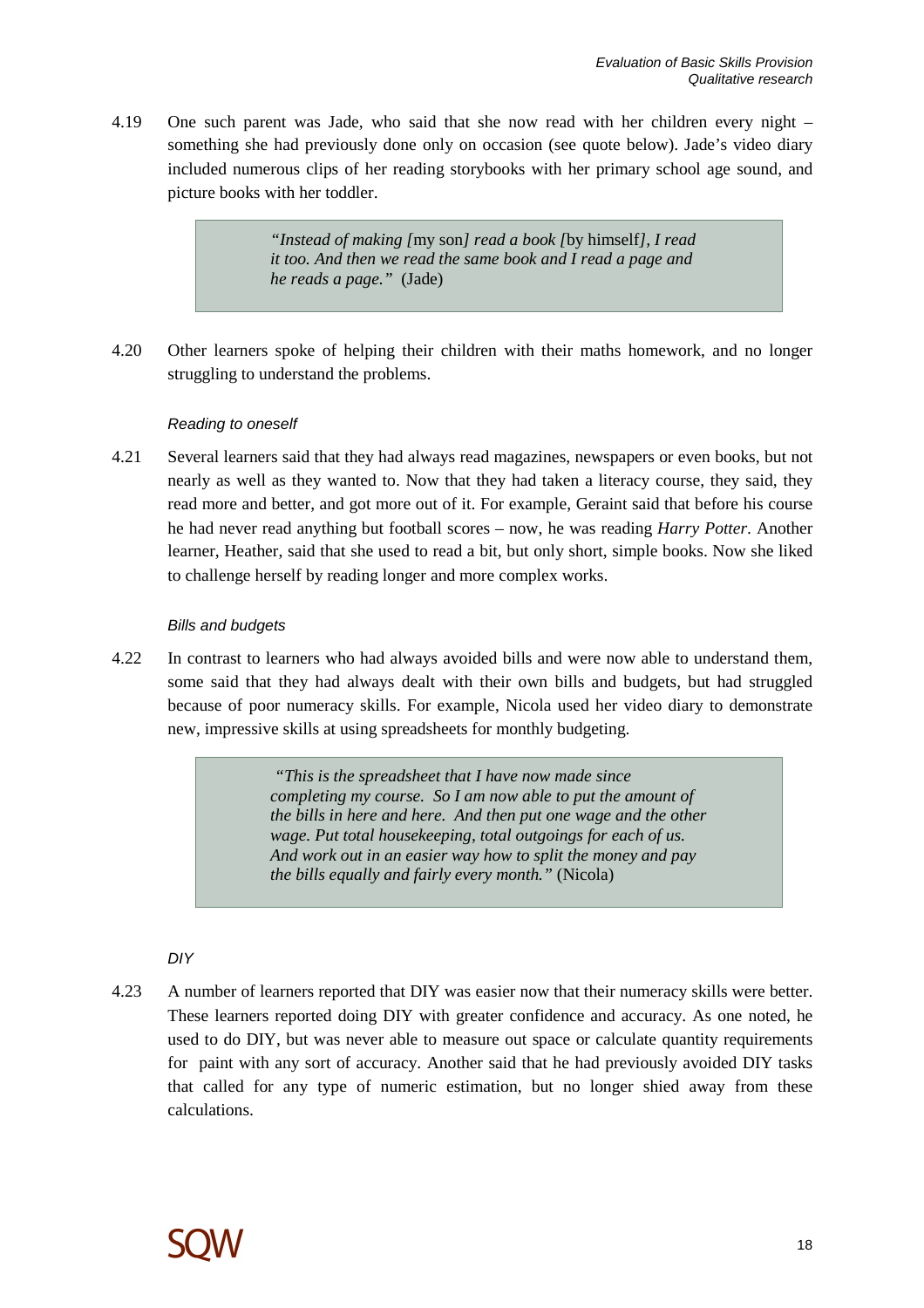4.19 One such parent was Jade, who said that she now read with her children every night – something she had previously done only on occasion (see quote below). Jade's video diary included numerous clips of her reading storybooks with her primary school age sound, and picture books with her toddler.

> *"Instead of making [*my son*] read a book [*by himself*], I read it too. And then we read the same book and I read a page and he reads a page."* (Jade)

4.20 Other learners spoke of helping their children with their maths homework, and no longer struggling to understand the problems.

*Reading to oneself*

4.21 Several learners said that they had always read magazines, newspapers or even books, but not nearly as well as they wanted to. Now that they had taken a literacy course, they said, they read more and better, and got more out of it. For example, Geraint said that before his course he had never read anything but football scores – now, he was reading *Harry Potter*. Another learner, Heather, said that she used to read a bit, but only short, simple books. Now she liked to challenge herself by reading longer and more complex works.

*Bills and budgets*

4.22 In contrast to learners who had always avoided bills and were now able to understand them, some said that they had always dealt with their own bills and budgets, but had struggled because of poor numeracy skills. For example, Nicola used her video diary to demonstrate new, impressive skills at using spreadsheets for monthly budgeting.

> *"This is the spreadsheet that I have now made since completing my course. So I am now able to put the amount of the bills in here and here. And then put one wage and the other wage. Put total housekeeping, total outgoings for each of us. And work out in an easier way how to split the money and pay the bills equally and fairly every month."* (Nicola)

*DIY*

4.23 A number of learners reported that DIY was easier now that their numeracy skills were better. These learners reported doing DIY with greater confidence and accuracy. As one noted, he used to do DIY, but was never able to measure out space or calculate quantity requirements for paint with any sort of accuracy. Another said that he had previously avoided DIY tasks that called for any type of numeric estimation, but no longer shied away from these calculations.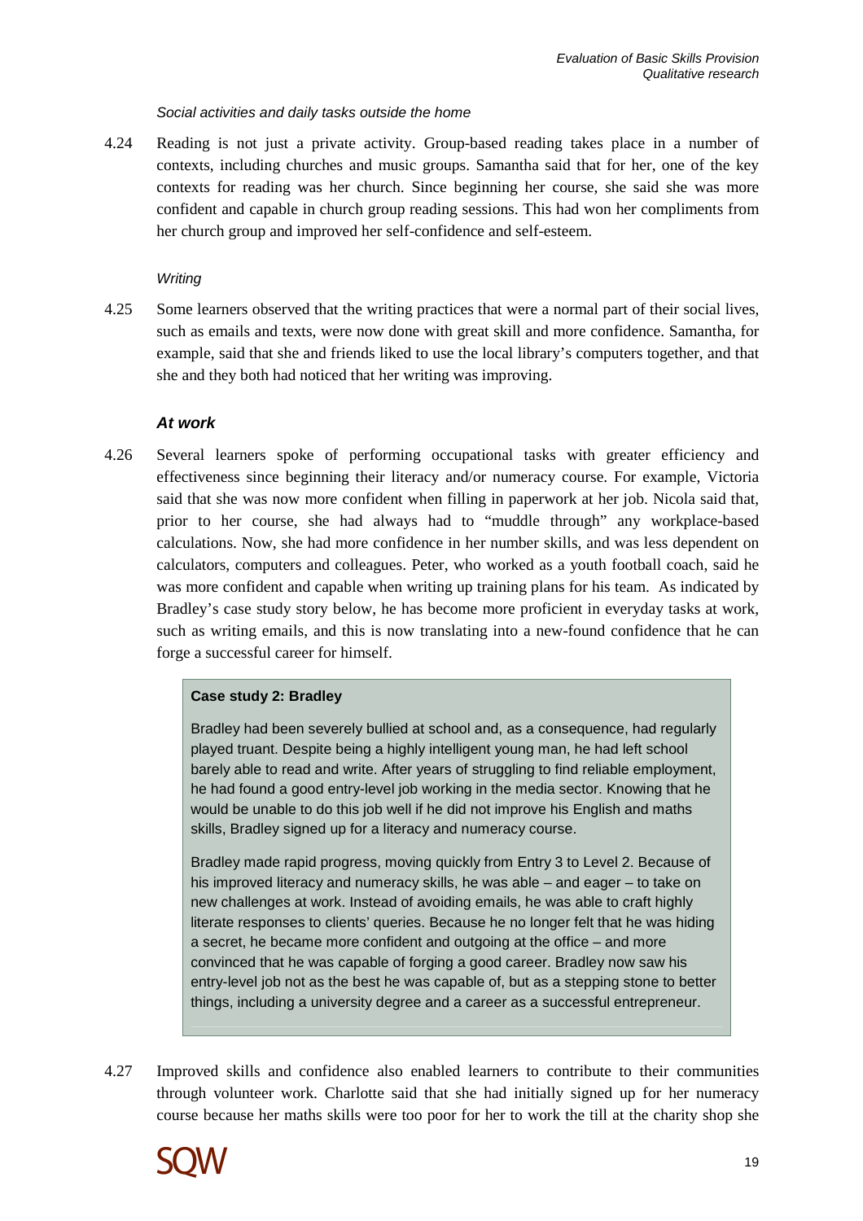*Social activities and daily tasks outside the home*

4.24 Reading is not just a private activity. Group-based reading takes place in a number of contexts, including churches and music groups. Samantha said that for her, one of the key contexts for reading was her church. Since beginning her course, she said she was more confident and capable in church group reading sessions. This had won her compliments from her church group and improved her self-confidence and self-esteem.

*Writing*

4.25 Some learners observed that the writing practices that were a normal part of their social lives, such as emails and texts, were now done with great skill and more confidence. Samantha, for example, said that she and friends liked to use the local library's computers together, and that she and they both had noticed that her writing was improving.

### *At work*

4.26 Several learners spoke of performing occupational tasks with greater efficiency and effectiveness since beginning their literacy and/or numeracy course. For example, Victoria said that she was now more confident when filling in paperwork at her job. Nicola said that, prior to her course, she had always had to "muddle through" any workplace-based calculations. Now, she had more confidence in her number skills, and was less dependent on calculators, computers and colleagues. Peter, who worked as a youth football coach, said he was more confident and capable when writing up training plans for his team. As indicated by Bradley's case study story below, he has become more proficient in everyday tasks at work, such as writing emails, and this is now translating into a new-found confidence that he can forge a successful career for himself.

> **Case study 2: Bradley**
>
> Bradley had been severely bullied at school and, as a consequence, had regularly played truant. Despite being a highly intelligent young man, he had left school barely able to read and write. After years of struggling to find reliable employment, he had found a good entry-level job working in the media sector. Knowing that he would be unable to do this job well if he did not improve his English and maths skills, Bradley signed up for a literacy and numeracy course.
>
> Bradley made rapid progress, moving quickly from Entry 3 to Level 2. Because of his improved literacy and numeracy skills, he was able – and eager – to take on new challenges at work. Instead of avoiding emails, he was able to craft highly literate responses to clients' queries. Because he no longer felt that he was hiding a secret, he became more confident and outgoing at the office – and more convinced that he was capable of forging a good career. Bradley now saw his entry-level job not as the best he was capable of, but as a stepping stone to better things, including a university degree and a career as a successful entrepreneur.

4.27 Improved skills and confidence also enabled learners to contribute to their communities through volunteer work. Charlotte said that she had initially signed up for her numeracy course because her maths skills were too poor for her to work the till at the charity shop she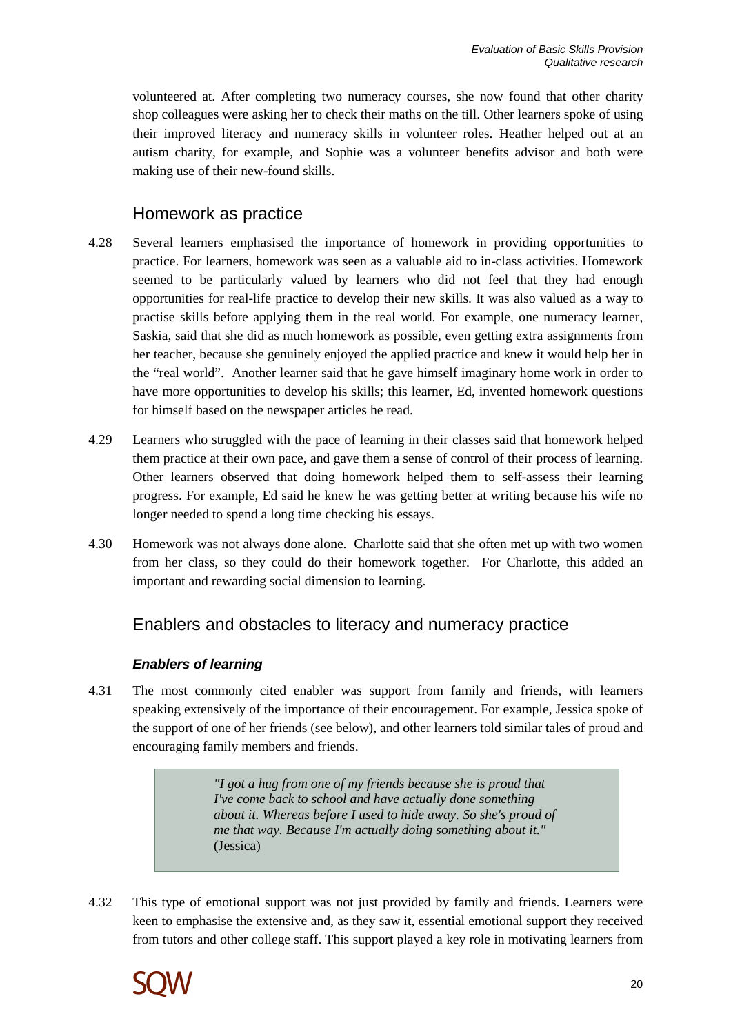volunteered at. After completing two numeracy courses, she now found that other charity shop colleagues were asking her to check their maths on the till. Other learners spoke of using their improved literacy and numeracy skills in volunteer roles. Heather helped out at an autism charity, for example, and Sophie was a volunteer benefits advisor and both were making use of their new-found skills.

## Homework as practice

4.28 Several learners emphasised the importance of homework in providing opportunities to practice. For learners, homework was seen as a valuable aid to in-class activities. Homework seemed to be particularly valued by learners who did not feel that they had enough opportunities for real-life practice to develop their new skills. It was also valued as a way to practise skills before applying them in the real world. For example, one numeracy learner, Saskia, said that she did as much homework as possible, even getting extra assignments from her teacher, because she genuinely enjoyed the applied practice and knew it would help her in the "real world". Another learner said that he gave himself imaginary home work in order to have more opportunities to develop his skills; this learner, Ed, invented homework questions for himself based on the newspaper articles he read.

4.29 Learners who struggled with the pace of learning in their classes said that homework helped them practice at their own pace, and gave them a sense of control of their process of learning. Other learners observed that doing homework helped them to self-assess their learning progress. For example, Ed said he knew he was getting better at writing because his wife no longer needed to spend a long time checking his essays.

4.30 Homework was not always done alone. Charlotte said that she often met up with two women from her class, so they could do their homework together. For Charlotte, this added an important and rewarding social dimension to learning.

## Enablers and obstacles to literacy and numeracy practice

### *Enablers of learning*

4.31 The most commonly cited enabler was support from family and friends, with learners speaking extensively of the importance of their encouragement. For example, Jessica spoke of the support of one of her friends (see below), and other learners told similar tales of proud and encouraging family members and friends.

> *"I got a hug from one of my friends because she is proud that I've come back to school and have actually done something about it. Whereas before I used to hide away. So she's proud of me that way. Because I'm actually doing something about it."* (Jessica)

4.32 This type of emotional support was not just provided by family and friends. Learners were keen to emphasise the extensive and, as they saw it, essential emotional support they received from tutors and other college staff. This support played a key role in motivating learners from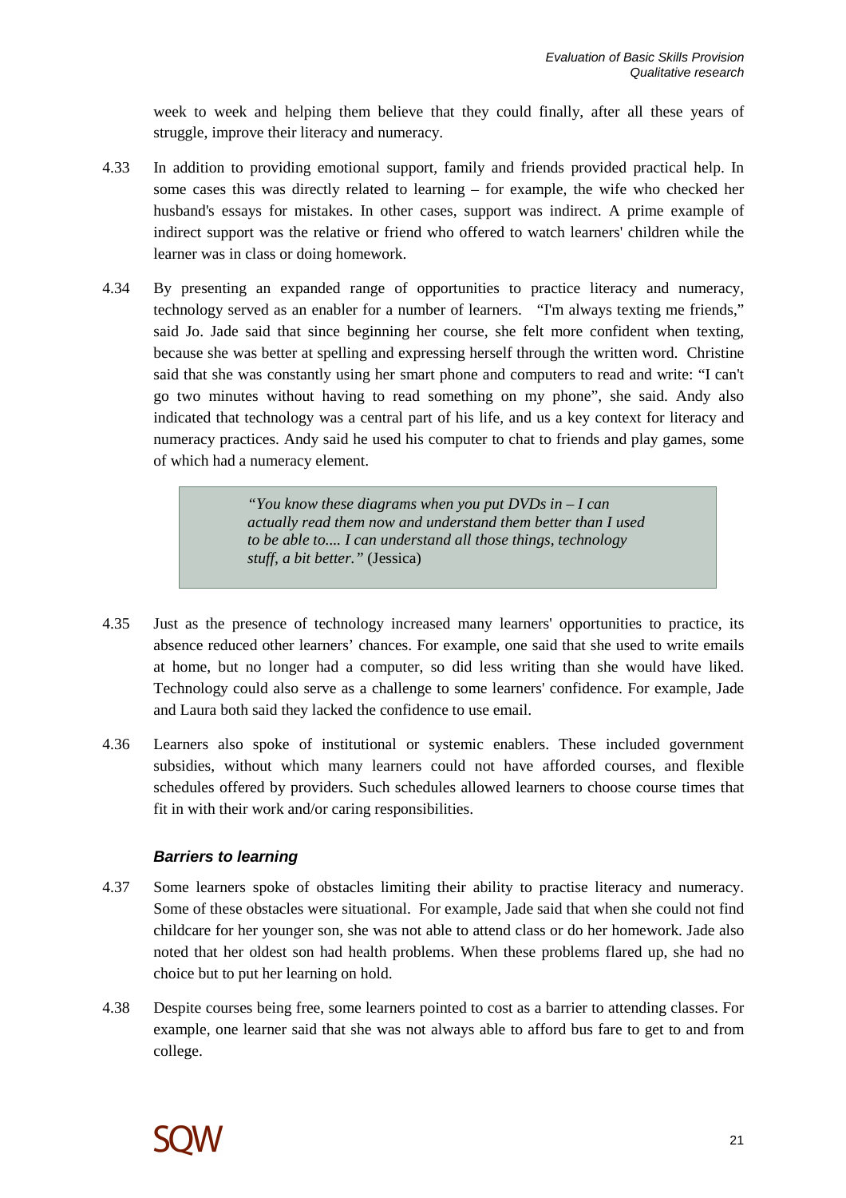week to week and helping them believe that they could finally, after all these years of struggle, improve their literacy and numeracy.

4.33 In addition to providing emotional support, family and friends provided practical help. In some cases this was directly related to learning – for example, the wife who checked her husband's essays for mistakes. In other cases, support was indirect. A prime example of indirect support was the relative or friend who offered to watch learners' children while the learner was in class or doing homework.

4.34 By presenting an expanded range of opportunities to practice literacy and numeracy, technology served as an enabler for a number of learners. "I'm always texting me friends," said Jo. Jade said that since beginning her course, she felt more confident when texting, because she was better at spelling and expressing herself through the written word. Christine said that she was constantly using her smart phone and computers to read and write: "I can't go two minutes without having to read something on my phone", she said. Andy also indicated that technology was a central part of his life, and us a key context for literacy and numeracy practices. Andy said he used his computer to chat to friends and play games, some of which had a numeracy element.

> *"You know these diagrams when you put DVDs in – I can actually read them now and understand them better than I used to be able to.... I can understand all those things, technology stuff, a bit better."* (Jessica)

4.35 Just as the presence of technology increased many learners' opportunities to practice, its absence reduced other learners' chances. For example, one said that she used to write emails at home, but no longer had a computer, so did less writing than she would have liked. Technology could also serve as a challenge to some learners' confidence. For example, Jade and Laura both said they lacked the confidence to use email.

4.36 Learners also spoke of institutional or systemic enablers. These included government subsidies, without which many learners could not have afforded courses, and flexible schedules offered by providers. Such schedules allowed learners to choose course times that fit in with their work and/or caring responsibilities.

### *Barriers to learning*

4.37 Some learners spoke of obstacles limiting their ability to practise literacy and numeracy. Some of these obstacles were situational. For example, Jade said that when she could not find childcare for her younger son, she was not able to attend class or do her homework. Jade also noted that her oldest son had health problems. When these problems flared up, she had no choice but to put her learning on hold.

4.38 Despite courses being free, some learners pointed to cost as a barrier to attending classes. For example, one learner said that she was not always able to afford bus fare to get to and from college.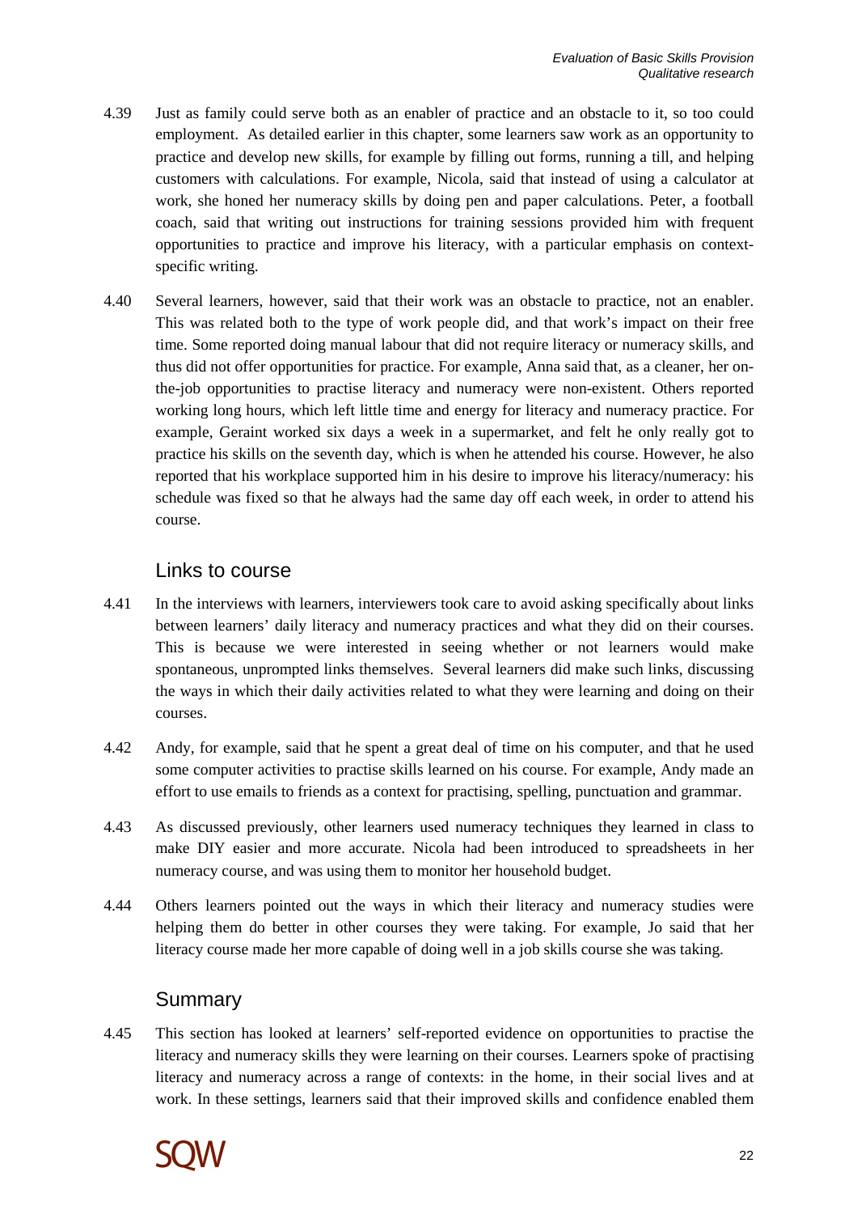4.39 Just as family could serve both as an enabler of practice and an obstacle to it, so too could employment. As detailed earlier in this chapter, some learners saw work as an opportunity to practice and develop new skills, for example by filling out forms, running a till, and helping customers with calculations. For example, Nicola, said that instead of using a calculator at work, she honed her numeracy skills by doing pen and paper calculations. Peter, a football coach, said that writing out instructions for training sessions provided him with frequent opportunities to practice and improve his literacy, with a particular emphasis on context-specific writing.

4.40 Several learners, however, said that their work was an obstacle to practice, not an enabler. This was related both to the type of work people did, and that work's impact on their free time. Some reported doing manual labour that did not require literacy or numeracy skills, and thus did not offer opportunities for practice. For example, Anna said that, as a cleaner, her on-the-job opportunities to practise literacy and numeracy were non-existent. Others reported working long hours, which left little time and energy for literacy and numeracy practice. For example, Geraint worked six days a week in a supermarket, and felt he only really got to practice his skills on the seventh day, which is when he attended his course. However, he also reported that his workplace supported him in his desire to improve his literacy/numeracy: his schedule was fixed so that he always had the same day off each week, in order to attend his course.

## Links to course

4.41 In the interviews with learners, interviewers took care to avoid asking specifically about links between learners' daily literacy and numeracy practices and what they did on their courses. This is because we were interested in seeing whether or not learners would make spontaneous, unprompted links themselves. Several learners did make such links, discussing the ways in which their daily activities related to what they were learning and doing on their courses.

4.42 Andy, for example, said that he spent a great deal of time on his computer, and that he used some computer activities to practise skills learned on his course. For example, Andy made an effort to use emails to friends as a context for practising, spelling, punctuation and grammar.

4.43 As discussed previously, other learners used numeracy techniques they learned in class to make DIY easier and more accurate. Nicola had been introduced to spreadsheets in her numeracy course, and was using them to monitor her household budget.

4.44 Others learners pointed out the ways in which their literacy and numeracy studies were helping them do better in other courses they were taking. For example, Jo said that her literacy course made her more capable of doing well in a job skills course she was taking.

## Summary

4.45 This section has looked at learners' self-reported evidence on opportunities to practise the literacy and numeracy skills they were learning on their courses. Learners spoke of practising literacy and numeracy across a range of contexts: in the home, in their social lives and at work. In these settings, learners said that their improved skills and confidence enabled them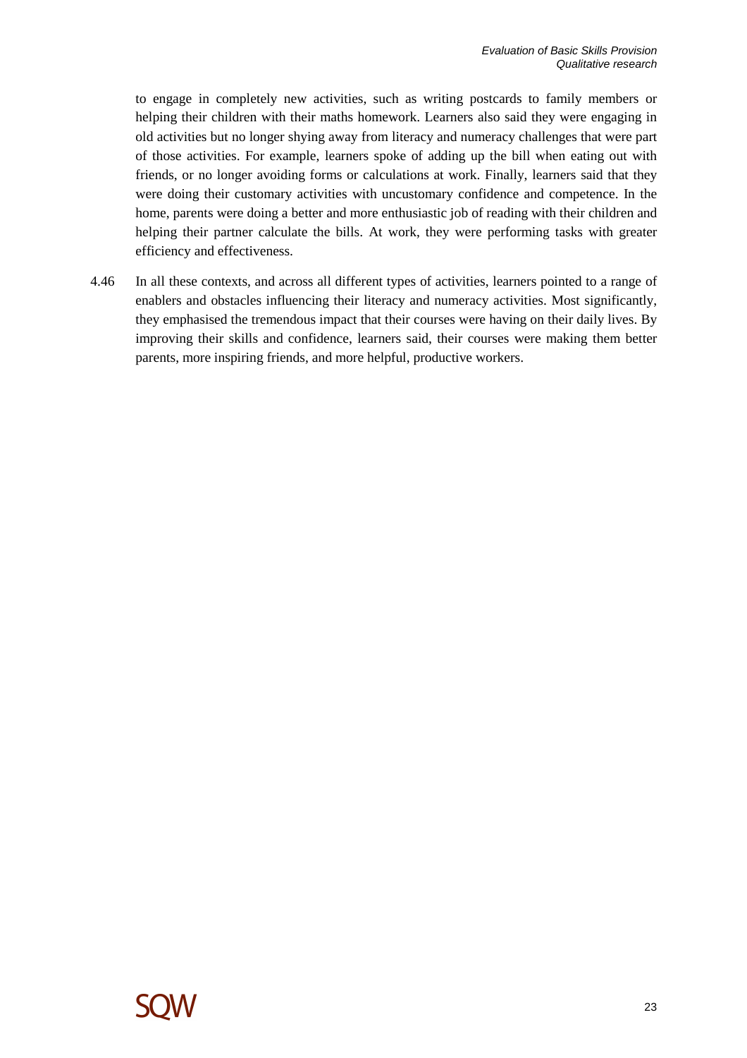to engage in completely new activities, such as writing postcards to family members or helping their children with their maths homework. Learners also said they were engaging in old activities but no longer shying away from literacy and numeracy challenges that were part of those activities. For example, learners spoke of adding up the bill when eating out with friends, or no longer avoiding forms or calculations at work. Finally, learners said that they were doing their customary activities with uncustomary confidence and competence. In the home, parents were doing a better and more enthusiastic job of reading with their children and helping their partner calculate the bills. At work, they were performing tasks with greater efficiency and effectiveness.

4.46 In all these contexts, and across all different types of activities, learners pointed to a range of enablers and obstacles influencing their literacy and numeracy activities. Most significantly, they emphasised the tremendous impact that their courses were having on their daily lives. By improving their skills and confidence, learners said, their courses were making them better parents, more inspiring friends, and more helpful, productive workers.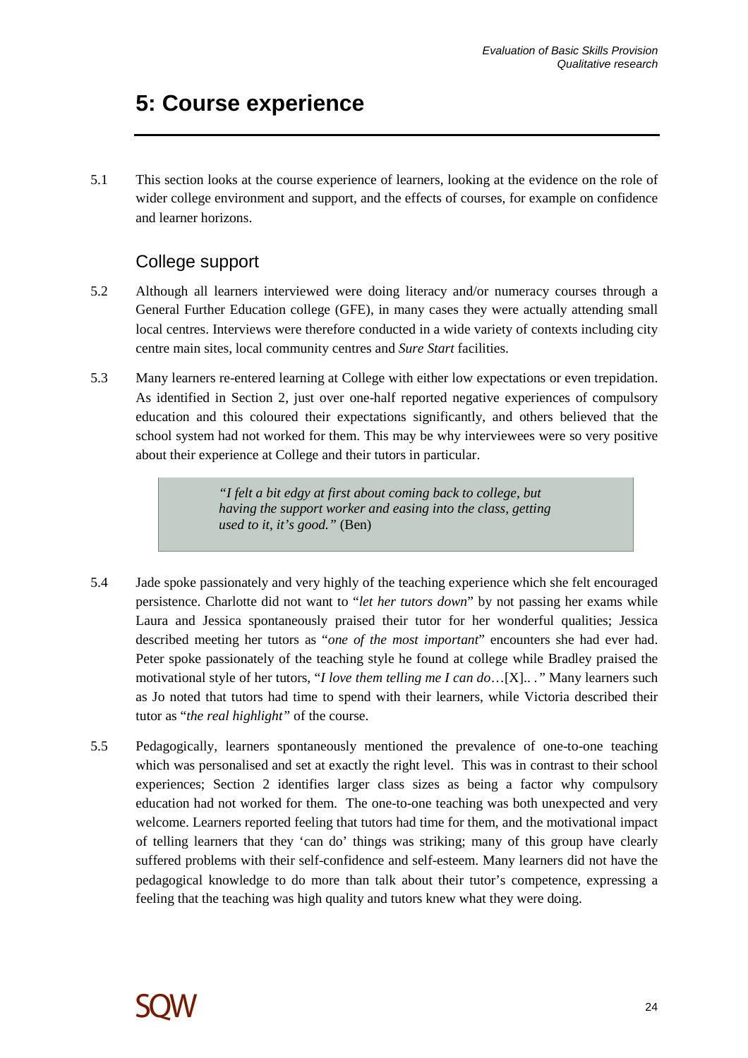# 5: Course experience

5.1 This section looks at the course experience of learners, looking at the evidence on the role of wider college environment and support, and the effects of courses, for example on confidence and learner horizons.

## College support

5.2 Although all learners interviewed were doing literacy and/or numeracy courses through a General Further Education college (GFE), in many cases they were actually attending small local centres. Interviews were therefore conducted in a wide variety of contexts including city centre main sites, local community centres and *Sure Start* facilities.

5.3 Many learners re-entered learning at College with either low expectations or even trepidation. As identified in Section 2, just over one-half reported negative experiences of compulsory education and this coloured their expectations significantly, and others believed that the school system had not worked for them. This may be why interviewees were so very positive about their experience at College and their tutors in particular.

> *"I felt a bit edgy at first about coming back to college, but having the support worker and easing into the class, getting used to it, it's good."* (Ben)

5.4 Jade spoke passionately and very highly of the teaching experience which she felt encouraged persistence. Charlotte did not want to "*let her tutors down*" by not passing her exams while Laura and Jessica spontaneously praised their tutor for her wonderful qualities; Jessica described meeting her tutors as "*one of the most important*" encounters she had ever had. Peter spoke passionately of the teaching style he found at college while Bradley praised the motivational style of her tutors, "*I love them telling me I can do*…[X]..*.*" Many learners such as Jo noted that tutors had time to spend with their learners, while Victoria described their tutor as "*the real highlight"* of the course.

5.5 Pedagogically, learners spontaneously mentioned the prevalence of one-to-one teaching which was personalised and set at exactly the right level. This was in contrast to their school experiences; Section 2 identifies larger class sizes as being a factor why compulsory education had not worked for them. The one-to-one teaching was both unexpected and very welcome. Learners reported feeling that tutors had time for them, and the motivational impact of telling learners that they 'can do' things was striking; many of this group have clearly suffered problems with their self-confidence and self-esteem. Many learners did not have the pedagogical knowledge to do more than talk about their tutor's competence, expressing a feeling that the teaching was high quality and tutors knew what they were doing.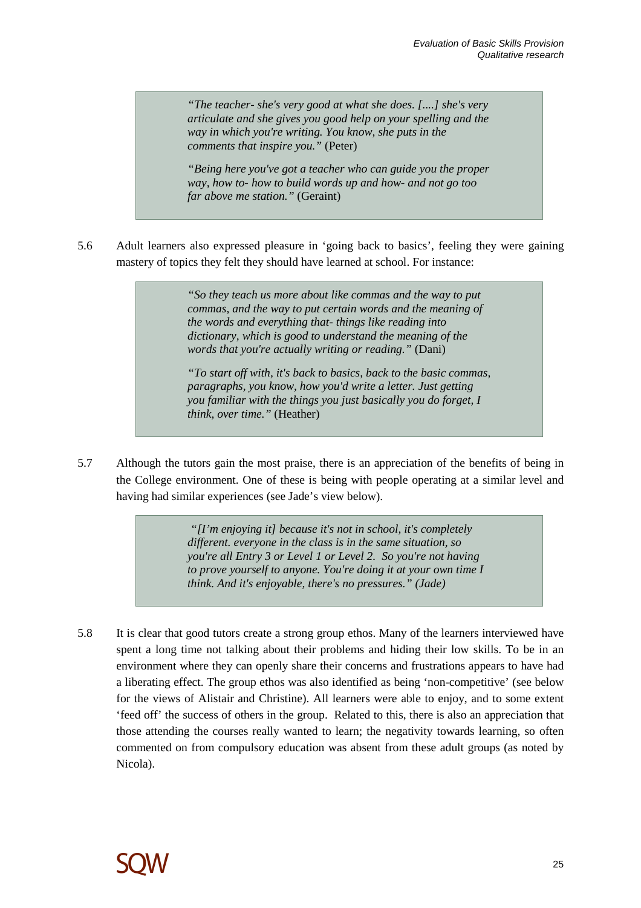> *"The teacher- she's very good at what she does. [....] she's very articulate and she gives you good help on your spelling and the way in which you're writing. You know, she puts in the comments that inspire you."* (Peter)
>
> *"Being here you've got a teacher who can guide you the proper way, how to- how to build words up and how- and not go too far above me station."* (Geraint)

5.6 Adult learners also expressed pleasure in 'going back to basics', feeling they were gaining mastery of topics they felt they should have learned at school. For instance:

> *"So they teach us more about like commas and the way to put commas, and the way to put certain words and the meaning of the words and everything that- things like reading into dictionary, which is good to understand the meaning of the words that you're actually writing or reading."* (Dani)
>
> *"To start off with, it's back to basics, back to the basic commas, paragraphs, you know, how you'd write a letter. Just getting you familiar with the things you just basically you do forget, I think, over time."* (Heather)

5.7 Although the tutors gain the most praise, there is an appreciation of the benefits of being in the College environment. One of these is being with people operating at a similar level and having had similar experiences (see Jade's view below).

> *"[I'm enjoying it] because it's not in school, it's completely different. everyone in the class is in the same situation, so you're all Entry 3 or Level 1 or Level 2. So you're not having to prove yourself to anyone. You're doing it at your own time I think. And it's enjoyable, there's no pressures." (Jade)*

5.8 It is clear that good tutors create a strong group ethos. Many of the learners interviewed have spent a long time not talking about their problems and hiding their low skills. To be in an environment where they can openly share their concerns and frustrations appears to have had a liberating effect. The group ethos was also identified as being 'non-competitive' (see below for the views of Alistair and Christine). All learners were able to enjoy, and to some extent 'feed off' the success of others in the group. Related to this, there is also an appreciation that those attending the courses really wanted to learn; the negativity towards learning, so often commented on from compulsory education was absent from these adult groups (as noted by Nicola).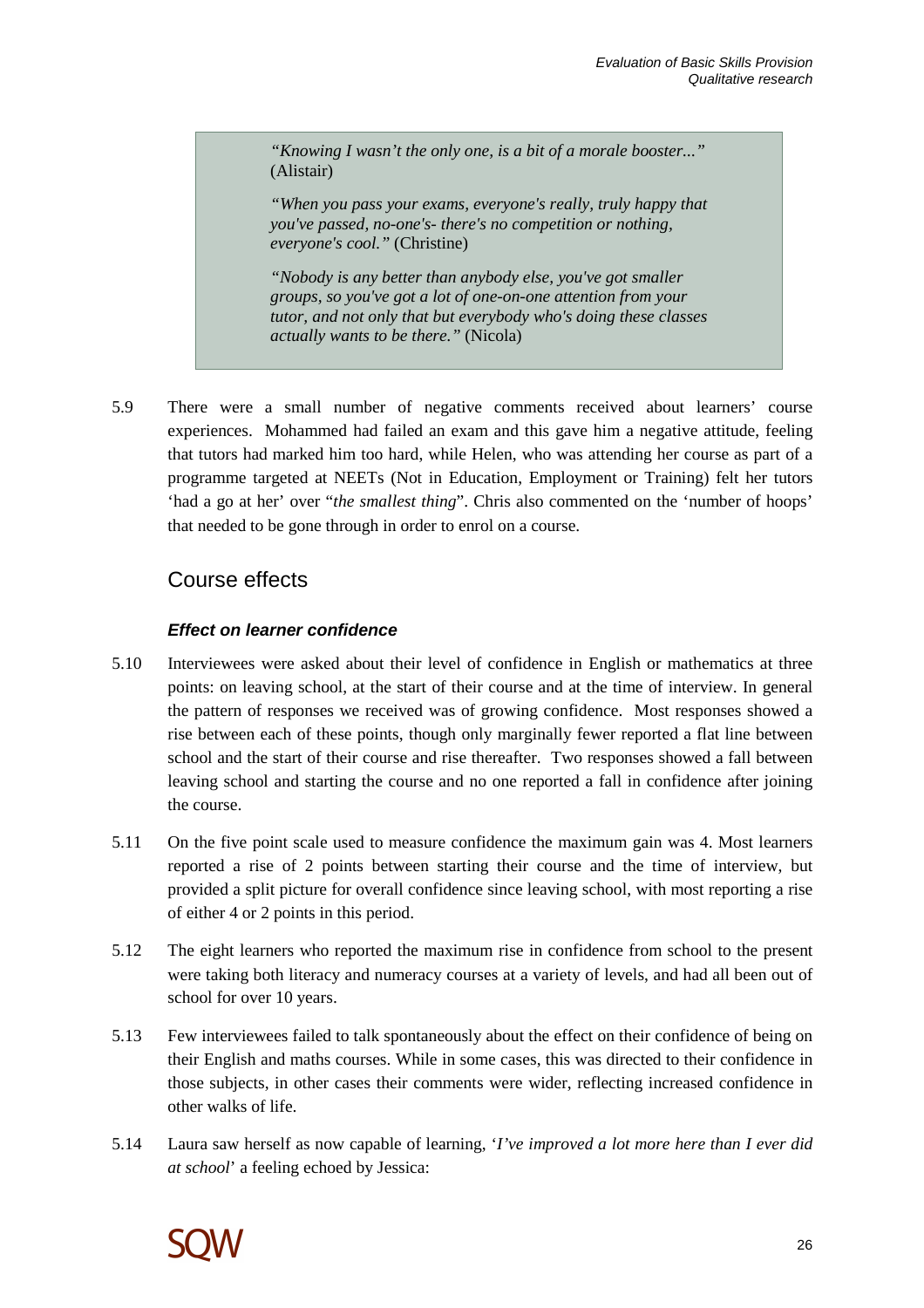> *"Knowing I wasn't the only one, is a bit of a morale booster..."* (Alistair)
>
> *"When you pass your exams, everyone's really, truly happy that you've passed, no-one's- there's no competition or nothing, everyone's cool."* (Christine)
>
> *"Nobody is any better than anybody else, you've got smaller groups, so you've got a lot of one-on-one attention from your tutor, and not only that but everybody who's doing these classes actually wants to be there."* (Nicola)

5.9 There were a small number of negative comments received about learners' course experiences. Mohammed had failed an exam and this gave him a negative attitude, feeling that tutors had marked him too hard, while Helen, who was attending her course as part of a programme targeted at NEETs (Not in Education, Employment or Training) felt her tutors 'had a go at her' over "*the smallest thing*". Chris also commented on the 'number of hoops' that needed to be gone through in order to enrol on a course.

## Course effects

### *Effect on learner confidence*

5.10 Interviewees were asked about their level of confidence in English or mathematics at three points: on leaving school, at the start of their course and at the time of interview. In general the pattern of responses we received was of growing confidence. Most responses showed a rise between each of these points, though only marginally fewer reported a flat line between school and the start of their course and rise thereafter. Two responses showed a fall between leaving school and starting the course and no one reported a fall in confidence after joining the course.

5.11 On the five point scale used to measure confidence the maximum gain was 4. Most learners reported a rise of 2 points between starting their course and the time of interview, but provided a split picture for overall confidence since leaving school, with most reporting a rise of either 4 or 2 points in this period.

5.12 The eight learners who reported the maximum rise in confidence from school to the present were taking both literacy and numeracy courses at a variety of levels, and had all been out of school for over 10 years.

5.13 Few interviewees failed to talk spontaneously about the effect on their confidence of being on their English and maths courses. While in some cases, this was directed to their confidence in those subjects, in other cases their comments were wider, reflecting increased confidence in other walks of life.

5.14 Laura saw herself as now capable of learning, '*I've improved a lot more here than I ever did at school*' a feeling echoed by Jessica: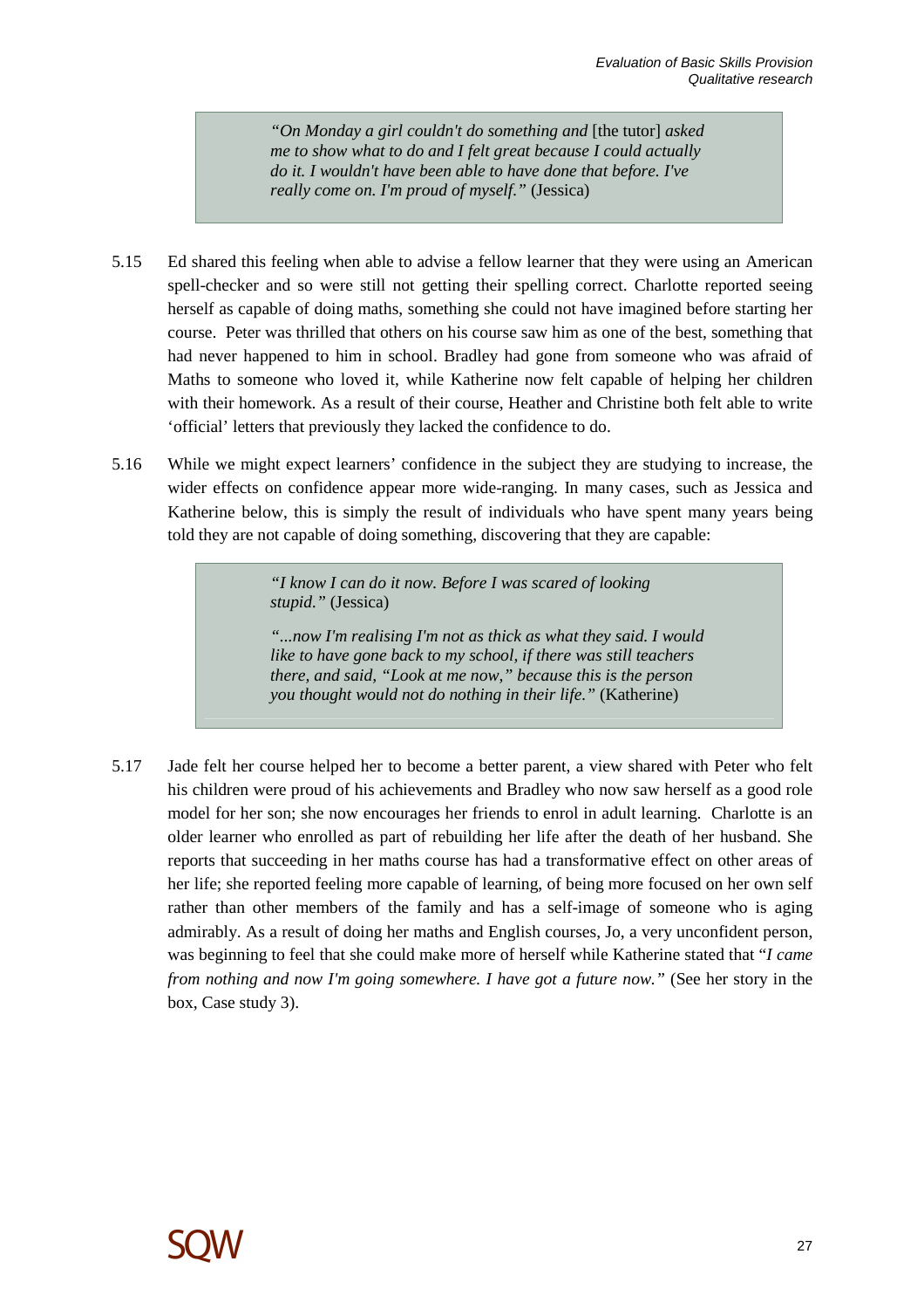> *"On Monday a girl couldn't do something and* [the tutor] *asked me to show what to do and I felt great because I could actually do it. I wouldn't have been able to have done that before. I've really come on. I'm proud of myself."* (Jessica)

5.15 Ed shared this feeling when able to advise a fellow learner that they were using an American spell-checker and so were still not getting their spelling correct. Charlotte reported seeing herself as capable of doing maths, something she could not have imagined before starting her course. Peter was thrilled that others on his course saw him as one of the best, something that had never happened to him in school. Bradley had gone from someone who was afraid of Maths to someone who loved it, while Katherine now felt capable of helping her children with their homework. As a result of their course, Heather and Christine both felt able to write 'official' letters that previously they lacked the confidence to do.

5.16 While we might expect learners' confidence in the subject they are studying to increase, the wider effects on confidence appear more wide-ranging. In many cases, such as Jessica and Katherine below, this is simply the result of individuals who have spent many years being told they are not capable of doing something, discovering that they are capable:

> *"I know I can do it now. Before I was scared of looking stupid."* (Jessica)
>
> *"...now I'm realising I'm not as thick as what they said. I would like to have gone back to my school, if there was still teachers there, and said, "Look at me now," because this is the person you thought would not do nothing in their life."* (Katherine)

5.17 Jade felt her course helped her to become a better parent, a view shared with Peter who felt his children were proud of his achievements and Bradley who now saw herself as a good role model for her son; she now encourages her friends to enrol in adult learning. Charlotte is an older learner who enrolled as part of rebuilding her life after the death of her husband. She reports that succeeding in her maths course has had a transformative effect on other areas of her life; she reported feeling more capable of learning, of being more focused on her own self rather than other members of the family and has a self-image of someone who is aging admirably. As a result of doing her maths and English courses, Jo, a very unconfident person, was beginning to feel that she could make more of herself while Katherine stated that "*I came from nothing and now I'm going somewhere. I have got a future now."* (See her story in the box, Case study 3).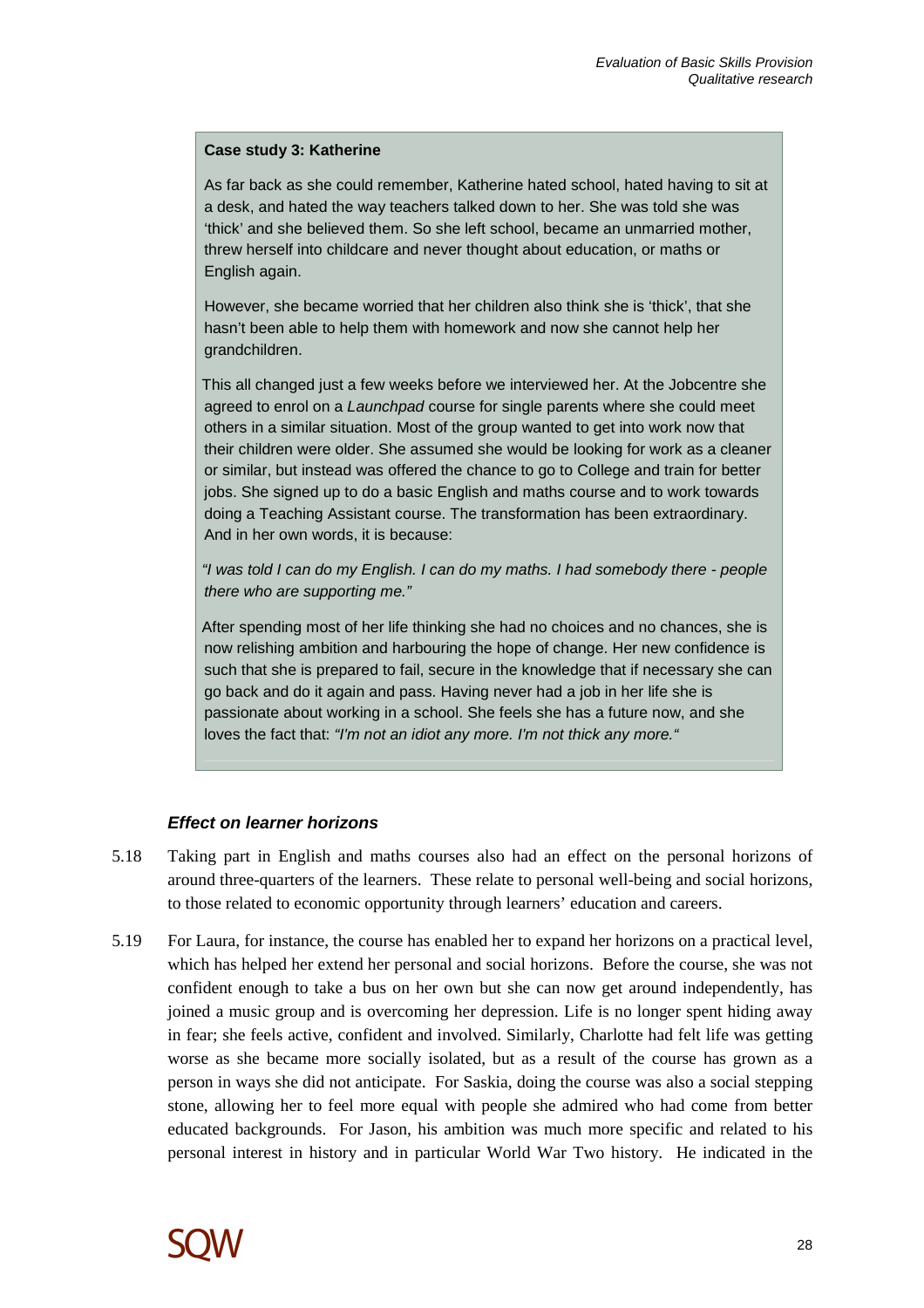**Case study 3: Katherine**

As far back as she could remember, Katherine hated school, hated having to sit at a desk, and hated the way teachers talked down to her. She was told she was 'thick' and she believed them. So she left school, became an unmarried mother, threw herself into childcare and never thought about education, or maths or English again.

However, she became worried that her children also think she is 'thick', that she hasn't been able to help them with homework and now she cannot help her grandchildren.

This all changed just a few weeks before we interviewed her. At the Jobcentre she agreed to enrol on a *Launchpad* course for single parents where she could meet others in a similar situation. Most of the group wanted to get into work now that their children were older. She assumed she would be looking for work as a cleaner or similar, but instead was offered the chance to go to College and train for better jobs. She signed up to do a basic English and maths course and to work towards doing a Teaching Assistant course. The transformation has been extraordinary. And in her own words, it is because:

*"I was told I can do my English. I can do my maths. I had somebody there - people there who are supporting me."*

After spending most of her life thinking she had no choices and no chances, she is now relishing ambition and harbouring the hope of change. Her new confidence is such that she is prepared to fail, secure in the knowledge that if necessary she can go back and do it again and pass. Having never had a job in her life she is passionate about working in a school. She feels she has a future now, and she loves the fact that: *"I'm not an idiot any more. I'm not thick any more."*

### *Effect on learner horizons*

5.18 Taking part in English and maths courses also had an effect on the personal horizons of around three-quarters of the learners. These relate to personal well-being and social horizons, to those related to economic opportunity through learners' education and careers.

5.19 For Laura, for instance, the course has enabled her to expand her horizons on a practical level, which has helped her extend her personal and social horizons. Before the course, she was not confident enough to take a bus on her own but she can now get around independently, has joined a music group and is overcoming her depression. Life is no longer spent hiding away in fear; she feels active, confident and involved. Similarly, Charlotte had felt life was getting worse as she became more socially isolated, but as a result of the course has grown as a person in ways she did not anticipate. For Saskia, doing the course was also a social stepping stone, allowing her to feel more equal with people she admired who had come from better educated backgrounds. For Jason, his ambition was much more specific and related to his personal interest in history and in particular World War Two history. He indicated in the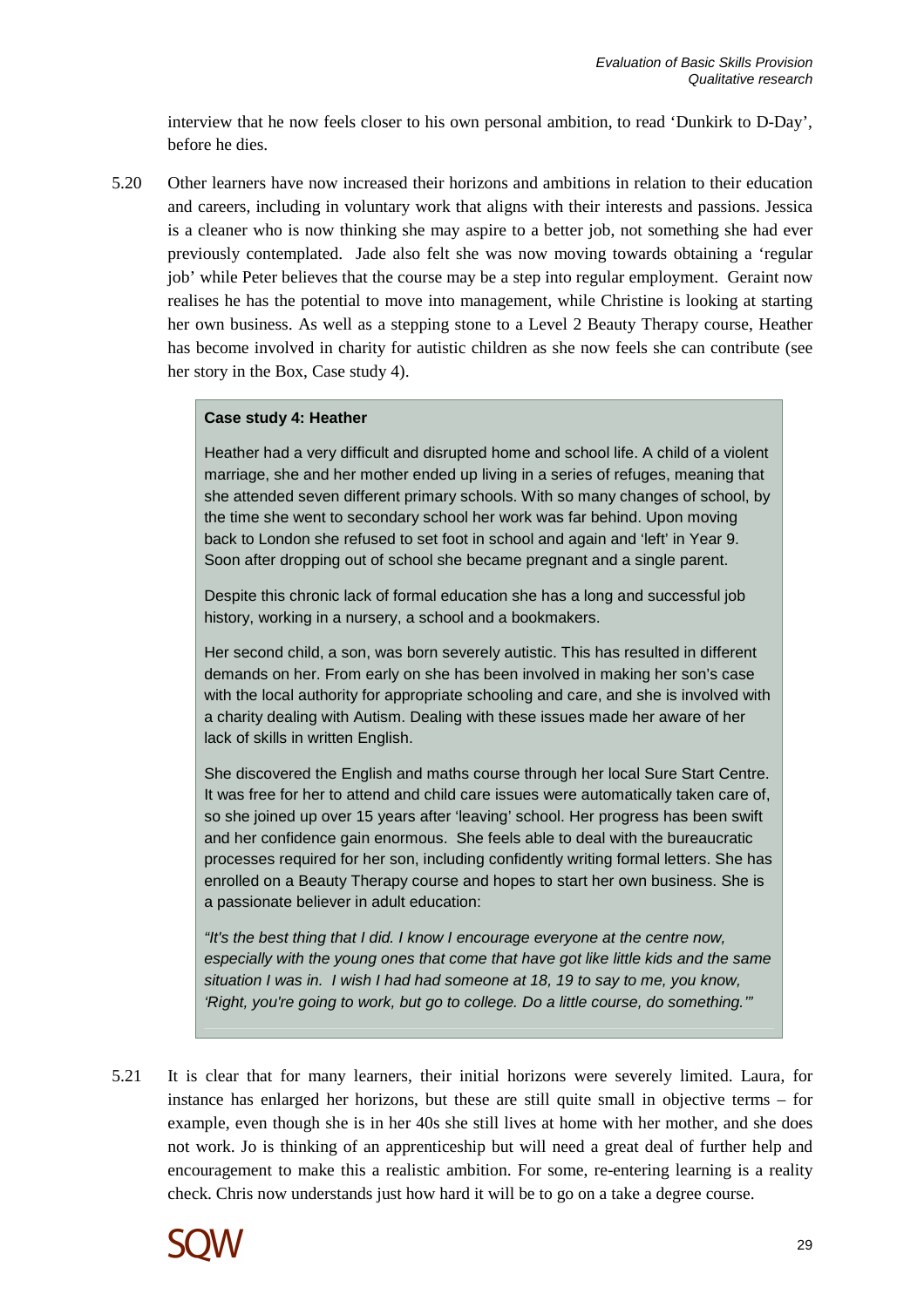interview that he now feels closer to his own personal ambition, to read 'Dunkirk to D-Day', before he dies.

5.20 Other learners have now increased their horizons and ambitions in relation to their education and careers, including in voluntary work that aligns with their interests and passions. Jessica is a cleaner who is now thinking she may aspire to a better job, not something she had ever previously contemplated. Jade also felt she was now moving towards obtaining a 'regular job' while Peter believes that the course may be a step into regular employment. Geraint now realises he has the potential to move into management, while Christine is looking at starting her own business. As well as a stepping stone to a Level 2 Beauty Therapy course, Heather has become involved in charity for autistic children as she now feels she can contribute (see her story in the Box, Case study 4).

> **Case study 4: Heather**
>
> Heather had a very difficult and disrupted home and school life. A child of a violent marriage, she and her mother ended up living in a series of refuges, meaning that she attended seven different primary schools. With so many changes of school, by the time she went to secondary school her work was far behind. Upon moving back to London she refused to set foot in school and again and 'left' in Year 9. Soon after dropping out of school she became pregnant and a single parent.
>
> Despite this chronic lack of formal education she has a long and successful job history, working in a nursery, a school and a bookmakers.
>
> Her second child, a son, was born severely autistic. This has resulted in different demands on her. From early on she has been involved in making her son's case with the local authority for appropriate schooling and care, and she is involved with a charity dealing with Autism. Dealing with these issues made her aware of her lack of skills in written English.
>
> She discovered the English and maths course through her local Sure Start Centre. It was free for her to attend and child care issues were automatically taken care of, so she joined up over 15 years after 'leaving' school. Her progress has been swift and her confidence gain enormous. She feels able to deal with the bureaucratic processes required for her son, including confidently writing formal letters. She has enrolled on a Beauty Therapy course and hopes to start her own business. She is a passionate believer in adult education:
>
> *"It's the best thing that I did. I know I encourage everyone at the centre now, especially with the young ones that come that have got like little kids and the same situation I was in. I wish I had had someone at 18, 19 to say to me, you know, 'Right, you're going to work, but go to college. Do a little course, do something.'"*

5.21 It is clear that for many learners, their initial horizons were severely limited. Laura, for instance has enlarged her horizons, but these are still quite small in objective terms – for example, even though she is in her 40s she still lives at home with her mother, and she does not work. Jo is thinking of an apprenticeship but will need a great deal of further help and encouragement to make this a realistic ambition. For some, re-entering learning is a reality check. Chris now understands just how hard it will be to go on a take a degree course.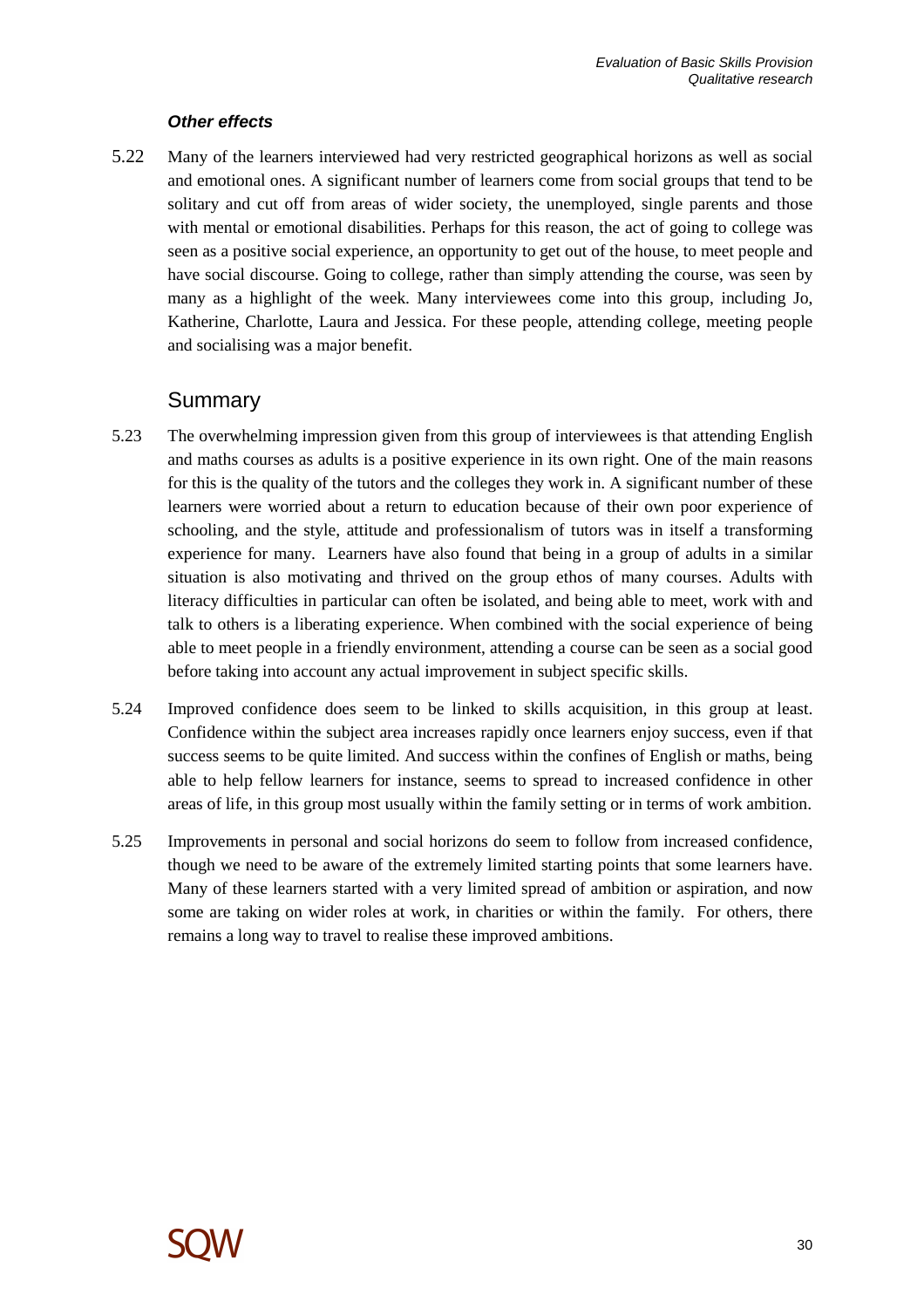### *Other effects*

5.22 Many of the learners interviewed had very restricted geographical horizons as well as social and emotional ones. A significant number of learners come from social groups that tend to be solitary and cut off from areas of wider society, the unemployed, single parents and those with mental or emotional disabilities. Perhaps for this reason, the act of going to college was seen as a positive social experience, an opportunity to get out of the house, to meet people and have social discourse. Going to college, rather than simply attending the course, was seen by many as a highlight of the week. Many interviewees come into this group, including Jo, Katherine, Charlotte, Laura and Jessica. For these people, attending college, meeting people and socialising was a major benefit.

## Summary

5.23 The overwhelming impression given from this group of interviewees is that attending English and maths courses as adults is a positive experience in its own right. One of the main reasons for this is the quality of the tutors and the colleges they work in. A significant number of these learners were worried about a return to education because of their own poor experience of schooling, and the style, attitude and professionalism of tutors was in itself a transforming experience for many. Learners have also found that being in a group of adults in a similar situation is also motivating and thrived on the group ethos of many courses. Adults with literacy difficulties in particular can often be isolated, and being able to meet, work with and talk to others is a liberating experience. When combined with the social experience of being able to meet people in a friendly environment, attending a course can be seen as a social good before taking into account any actual improvement in subject specific skills.

5.24 Improved confidence does seem to be linked to skills acquisition, in this group at least. Confidence within the subject area increases rapidly once learners enjoy success, even if that success seems to be quite limited. And success within the confines of English or maths, being able to help fellow learners for instance, seems to spread to increased confidence in other areas of life, in this group most usually within the family setting or in terms of work ambition.

5.25 Improvements in personal and social horizons do seem to follow from increased confidence, though we need to be aware of the extremely limited starting points that some learners have. Many of these learners started with a very limited spread of ambition or aspiration, and now some are taking on wider roles at work, in charities or within the family. For others, there remains a long way to travel to realise these improved ambitions.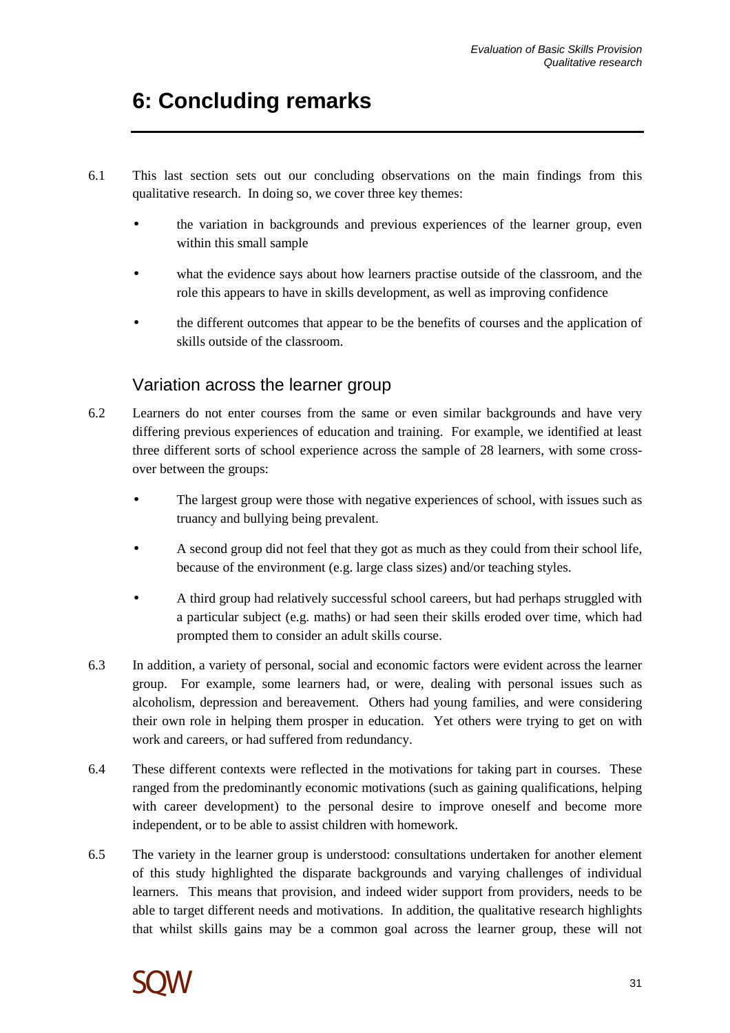# 6: Concluding remarks

6.1 This last section sets out our concluding observations on the main findings from this qualitative research. In doing so, we cover three key themes:

- the variation in backgrounds and previous experiences of the learner group, even within this small sample
- what the evidence says about how learners practise outside of the classroom, and the role this appears to have in skills development, as well as improving confidence
- the different outcomes that appear to be the benefits of courses and the application of skills outside of the classroom.

## Variation across the learner group

6.2 Learners do not enter courses from the same or even similar backgrounds and have very differing previous experiences of education and training. For example, we identified at least three different sorts of school experience across the sample of 28 learners, with some cross-over between the groups:

- The largest group were those with negative experiences of school, with issues such as truancy and bullying being prevalent.
- A second group did not feel that they got as much as they could from their school life, because of the environment (e.g. large class sizes) and/or teaching styles.
- A third group had relatively successful school careers, but had perhaps struggled with a particular subject (e.g. maths) or had seen their skills eroded over time, which had prompted them to consider an adult skills course.

6.3 In addition, a variety of personal, social and economic factors were evident across the learner group. For example, some learners had, or were, dealing with personal issues such as alcoholism, depression and bereavement. Others had young families, and were considering their own role in helping them prosper in education. Yet others were trying to get on with work and careers, or had suffered from redundancy.

6.4 These different contexts were reflected in the motivations for taking part in courses. These ranged from the predominantly economic motivations (such as gaining qualifications, helping with career development) to the personal desire to improve oneself and become more independent, or to be able to assist children with homework.

6.5 The variety in the learner group is understood: consultations undertaken for another element of this study highlighted the disparate backgrounds and varying challenges of individual learners. This means that provision, and indeed wider support from providers, needs to be able to target different needs and motivations. In addition, the qualitative research highlights that whilst skills gains may be a common goal across the learner group, these will not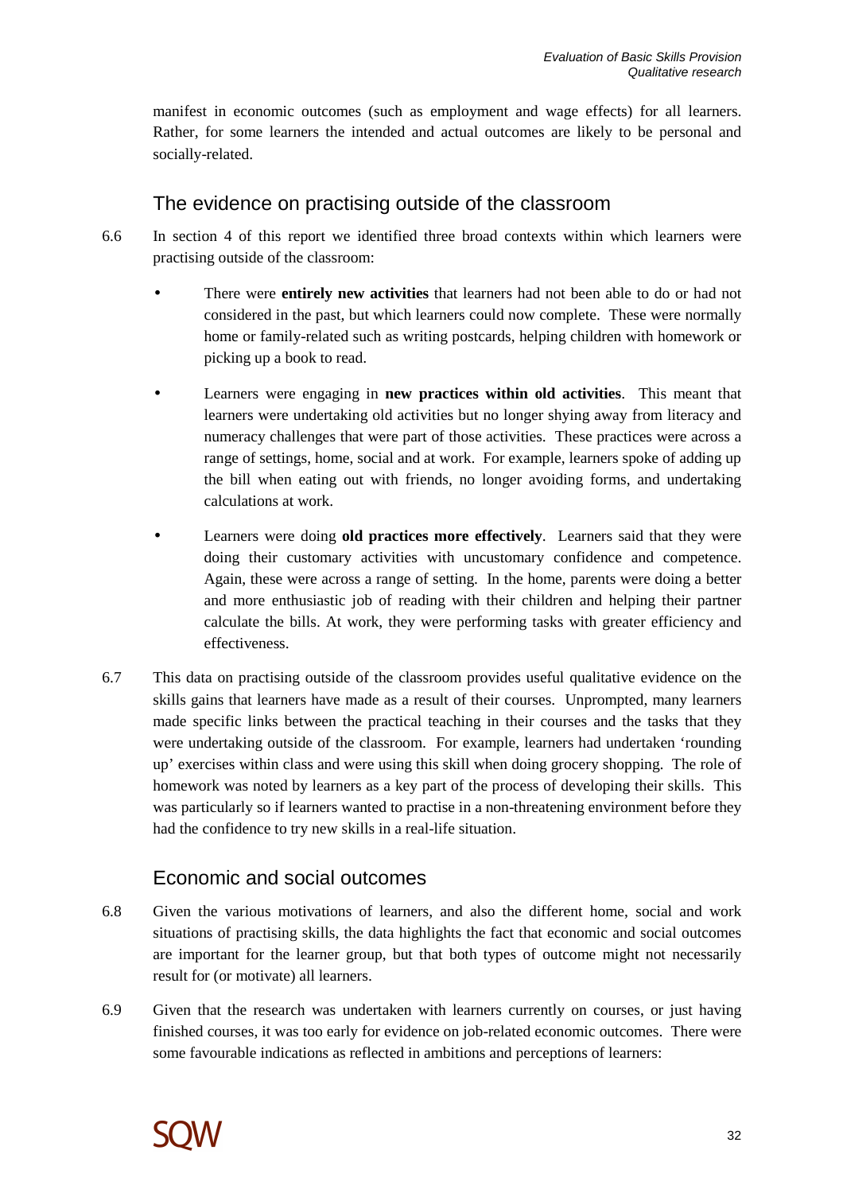manifest in economic outcomes (such as employment and wage effects) for all learners. Rather, for some learners the intended and actual outcomes are likely to be personal and socially-related.

## The evidence on practising outside of the classroom

6.6 In section 4 of this report we identified three broad contexts within which learners were practising outside of the classroom:

- There were **entirely new activities** that learners had not been able to do or had not considered in the past, but which learners could now complete. These were normally home or family-related such as writing postcards, helping children with homework or picking up a book to read.
- Learners were engaging in **new practices within old activities**. This meant that learners were undertaking old activities but no longer shying away from literacy and numeracy challenges that were part of those activities. These practices were across a range of settings, home, social and at work. For example, learners spoke of adding up the bill when eating out with friends, no longer avoiding forms, and undertaking calculations at work.
- Learners were doing **old practices more effectively**. Learners said that they were doing their customary activities with uncustomary confidence and competence. Again, these were across a range of setting. In the home, parents were doing a better and more enthusiastic job of reading with their children and helping their partner calculate the bills. At work, they were performing tasks with greater efficiency and effectiveness.

6.7 This data on practising outside of the classroom provides useful qualitative evidence on the skills gains that learners have made as a result of their courses. Unprompted, many learners made specific links between the practical teaching in their courses and the tasks that they were undertaking outside of the classroom. For example, learners had undertaken 'rounding up' exercises within class and were using this skill when doing grocery shopping. The role of homework was noted by learners as a key part of the process of developing their skills. This was particularly so if learners wanted to practise in a non-threatening environment before they had the confidence to try new skills in a real-life situation.

## Economic and social outcomes

6.8 Given the various motivations of learners, and also the different home, social and work situations of practising skills, the data highlights the fact that economic and social outcomes are important for the learner group, but that both types of outcome might not necessarily result for (or motivate) all learners.

6.9 Given that the research was undertaken with learners currently on courses, or just having finished courses, it was too early for evidence on job-related economic outcomes. There were some favourable indications as reflected in ambitions and perceptions of learners: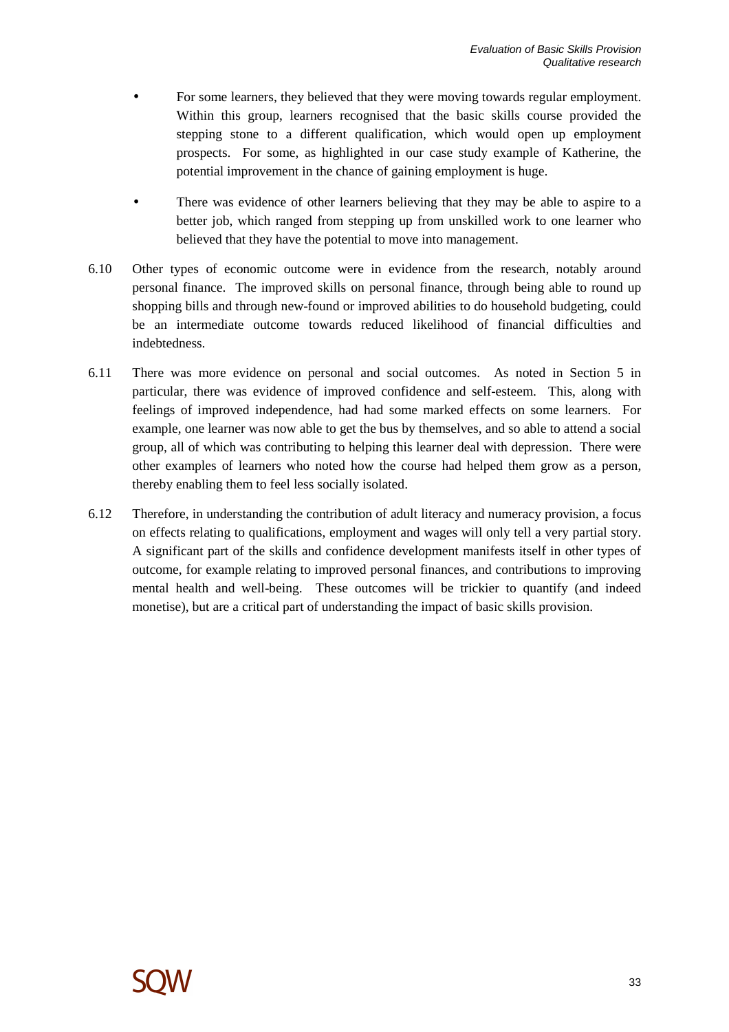- For some learners, they believed that they were moving towards regular employment. Within this group, learners recognised that the basic skills course provided the stepping stone to a different qualification, which would open up employment prospects. For some, as highlighted in our case study example of Katherine, the potential improvement in the chance of gaining employment is huge.
- There was evidence of other learners believing that they may be able to aspire to a better job, which ranged from stepping up from unskilled work to one learner who believed that they have the potential to move into management.

6.10 Other types of economic outcome were in evidence from the research, notably around personal finance. The improved skills on personal finance, through being able to round up shopping bills and through new-found or improved abilities to do household budgeting, could be an intermediate outcome towards reduced likelihood of financial difficulties and indebtedness.

6.11 There was more evidence on personal and social outcomes. As noted in Section 5 in particular, there was evidence of improved confidence and self-esteem. This, along with feelings of improved independence, had had some marked effects on some learners. For example, one learner was now able to get the bus by themselves, and so able to attend a social group, all of which was contributing to helping this learner deal with depression. There were other examples of learners who noted how the course had helped them grow as a person, thereby enabling them to feel less socially isolated.

6.12 Therefore, in understanding the contribution of adult literacy and numeracy provision, a focus on effects relating to qualifications, employment and wages will only tell a very partial story. A significant part of the skills and confidence development manifests itself in other types of outcome, for example relating to improved personal finances, and contributions to improving mental health and well-being. These outcomes will be trickier to quantify (and indeed monetise), but are a critical part of understanding the impact of basic skills provision.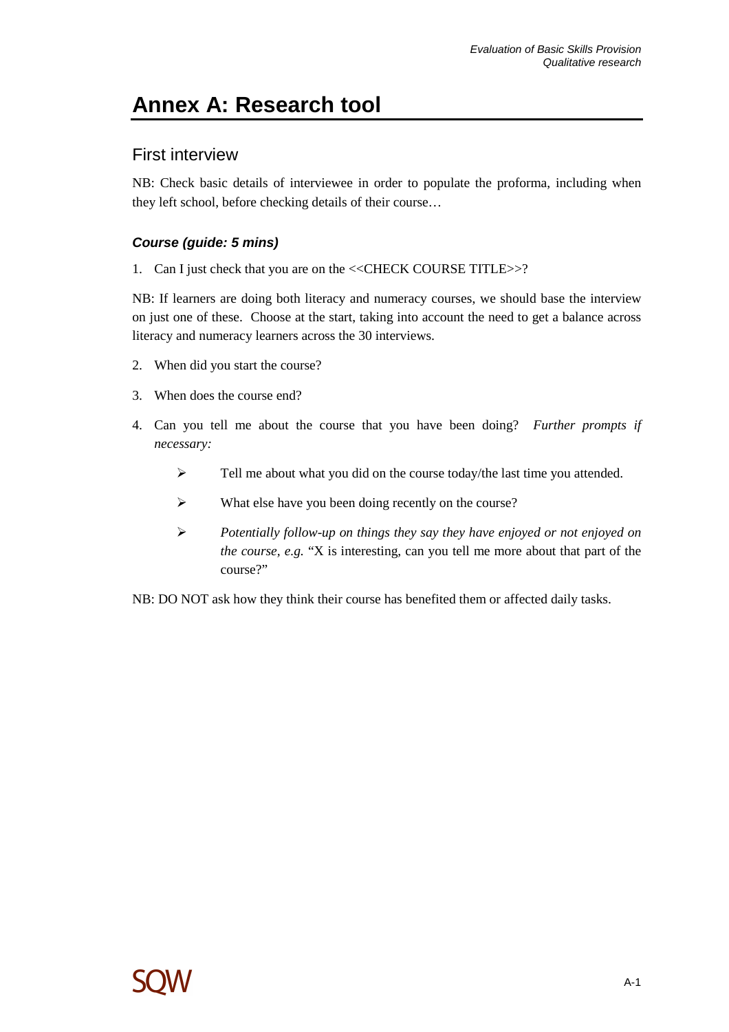# Annex A: Research tool

## First interview

NB: Check basic details of interviewee in order to populate the proforma, including when they left school, before checking details of their course…

### *Course (guide: 5 mins)*

1. Can I just check that you are on the <<CHECK COURSE TITLE>>?

NB: If learners are doing both literacy and numeracy courses, we should base the interview on just one of these. Choose at the start, taking into account the need to get a balance across literacy and numeracy learners across the 30 interviews.

2. When did you start the course?
3. When does the course end?
4. Can you tell me about the course that you have been doing? *Further prompts if necessary:*
   - Tell me about what you did on the course today/the last time you attended.
   - What else have you been doing recently on the course?
   - *Potentially follow-up on things they say they have enjoyed or not enjoyed on the course, e.g.* "X is interesting, can you tell me more about that part of the course?"

NB: DO NOT ask how they think their course has benefited them or affected daily tasks.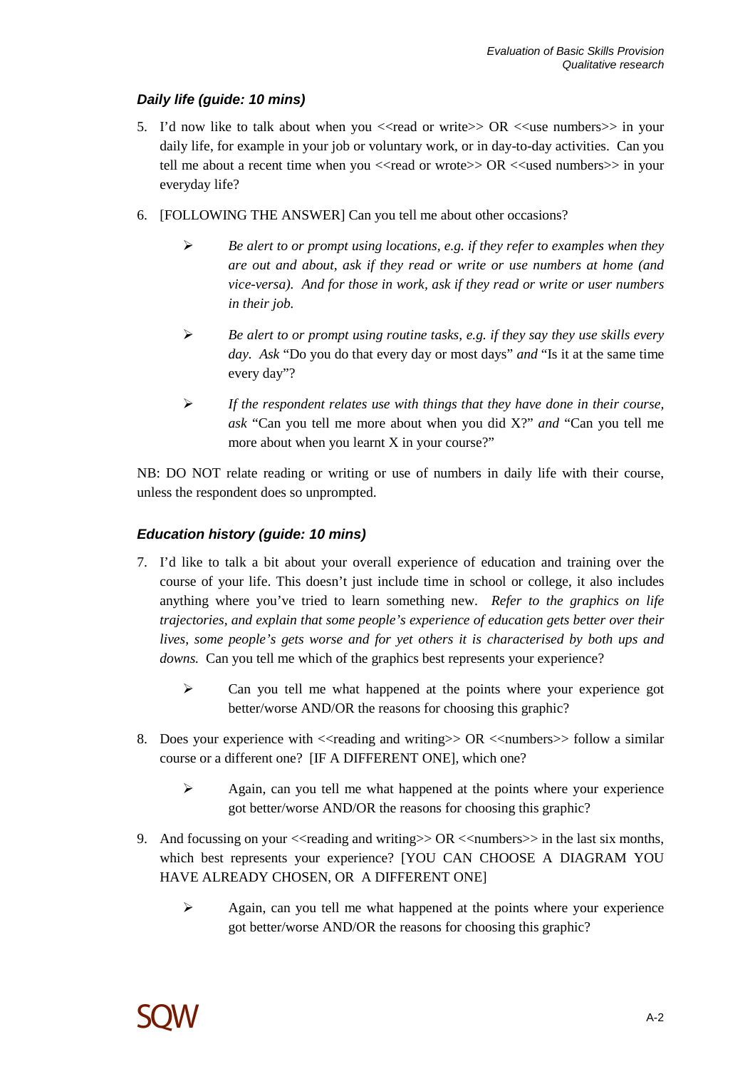### *Daily life (guide: 10 mins)*

5. I'd now like to talk about when you <<read or write>> OR <<use numbers>> in your daily life, for example in your job or voluntary work, or in day-to-day activities. Can you tell me about a recent time when you <<read or wrote>> OR <<used numbers>> in your everyday life?

6. [FOLLOWING THE ANSWER] Can you tell me about other occasions?

   - *Be alert to or prompt using locations, e.g. if they refer to examples when they are out and about, ask if they read or write or use numbers at home (and vice-versa). And for those in work, ask if they read or write or user numbers in their job.*

   - *Be alert to or prompt using routine tasks, e.g. if they say they use skills every day. Ask* "Do you do that every day or most days" *and* "Is it at the same time every day"?

   - *If the respondent relates use with things that they have done in their course, ask* "Can you tell me more about when you did X?" *and* "Can you tell me more about when you learnt X in your course?"

NB: DO NOT relate reading or writing or use of numbers in daily life with their course, unless the respondent does so unprompted.

### *Education history (guide: 10 mins)*

7. I'd like to talk a bit about your overall experience of education and training over the course of your life. This doesn't just include time in school or college, it also includes anything where you've tried to learn something new. *Refer to the graphics on life trajectories, and explain that some people's experience of education gets better over their lives, some people's gets worse and for yet others it is characterised by both ups and downs.* Can you tell me which of the graphics best represents your experience?

   - Can you tell me what happened at the points where your experience got better/worse AND/OR the reasons for choosing this graphic?

8. Does your experience with <<reading and writing>> OR <<numbers>> follow a similar course or a different one? [IF A DIFFERENT ONE], which one?

   - Again, can you tell me what happened at the points where your experience got better/worse AND/OR the reasons for choosing this graphic?

9. And focussing on your <<reading and writing>> OR <<numbers>> in the last six months, which best represents your experience? [YOU CAN CHOOSE A DIAGRAM YOU HAVE ALREADY CHOSEN, OR A DIFFERENT ONE]

   - Again, can you tell me what happened at the points where your experience got better/worse AND/OR the reasons for choosing this graphic?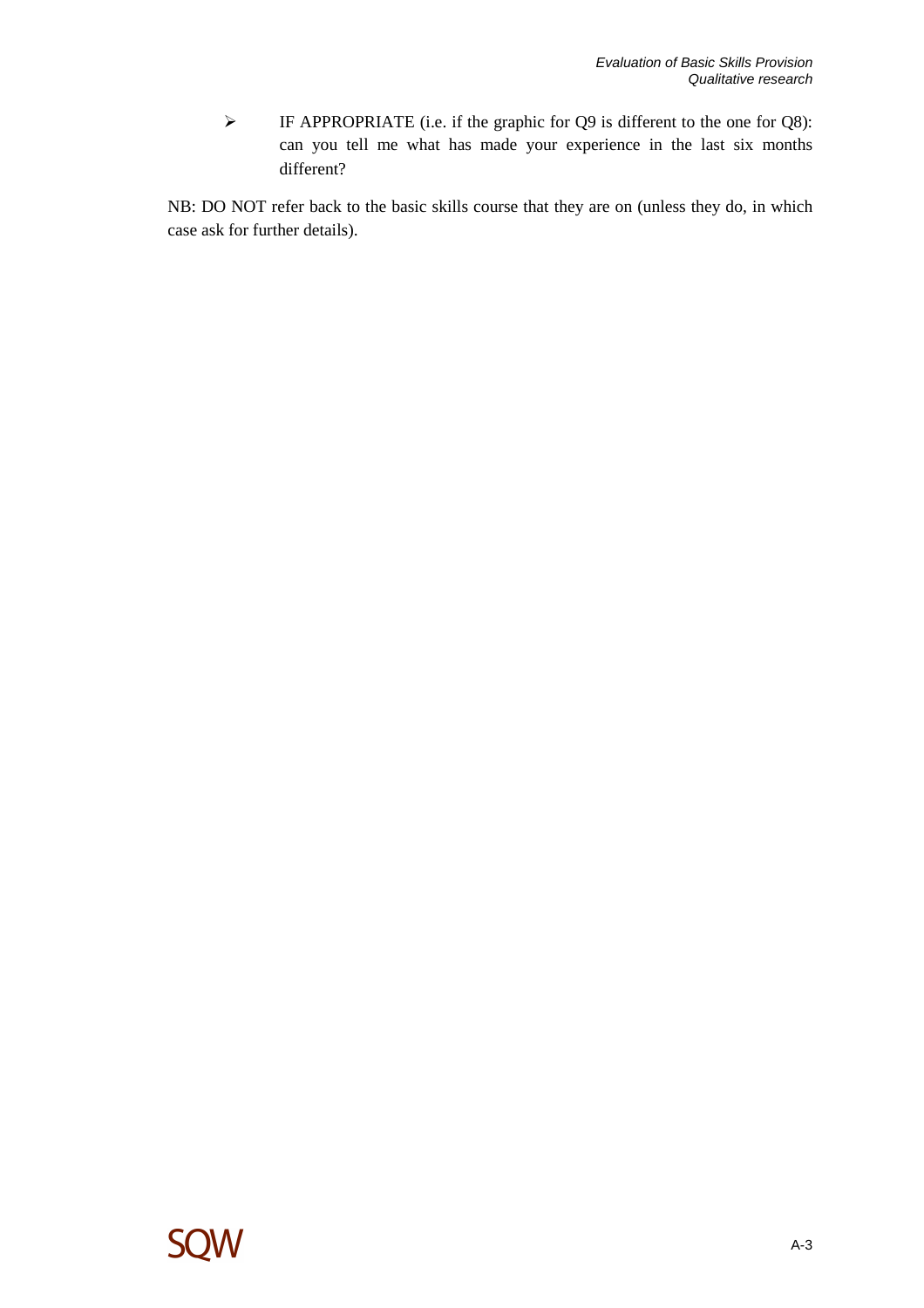- IF APPROPRIATE (i.e. if the graphic for Q9 is different to the one for Q8): can you tell me what has made your experience in the last six months different?

NB: DO NOT refer back to the basic skills course that they are on (unless they do, in which case ask for further details).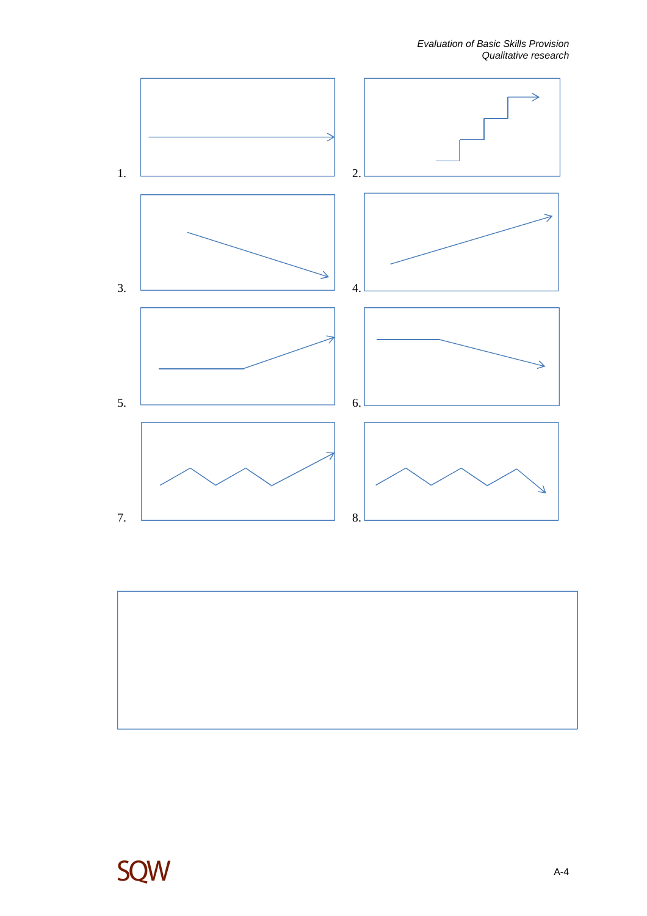1.

2.

3.

4.

5.

6.

7.

8.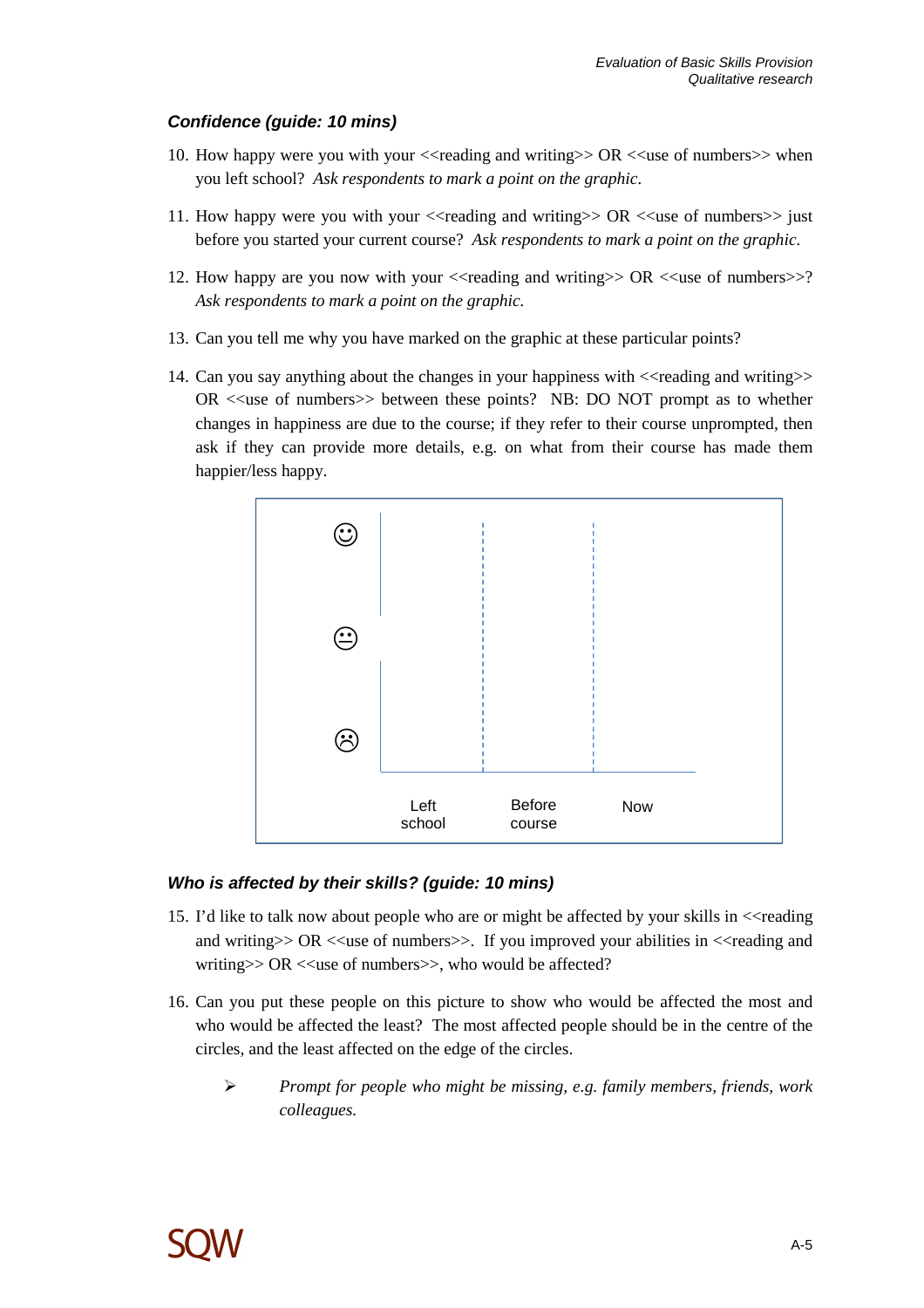### *Confidence (guide: 10 mins)*

10. How happy were you with your <<reading and writing>> OR <<use of numbers>> when you left school? *Ask respondents to mark a point on the graphic.*

11. How happy were you with your <<reading and writing>> OR <<use of numbers>> just before you started your current course? *Ask respondents to mark a point on the graphic.*

12. How happy are you now with your <<reading and writing>> OR <<use of numbers>>? *Ask respondents to mark a point on the graphic.*

13. Can you tell me why you have marked on the graphic at these particular points?

14. Can you say anything about the changes in your happiness with <<reading and writing>> OR <<use of numbers>> between these points? NB: DO NOT prompt as to whether changes in happiness are due to the course; if they refer to their course unprompted, then ask if they can provide more details, e.g. on what from their course has made them happier/less happy.

☺

😐

☹

Left school | Before course | Now

### *Who is affected by their skills? (guide: 10 mins)*

15. I'd like to talk now about people who are or might be affected by your skills in <<reading and writing>> OR <<use of numbers>>. If you improved your abilities in <<reading and writing>> OR <<use of numbers>>, who would be affected?

16. Can you put these people on this picture to show who would be affected the most and who would be affected the least? The most affected people should be in the centre of the circles, and the least affected on the edge of the circles.

    - *Prompt for people who might be missing, e.g. family members, friends, work colleagues.*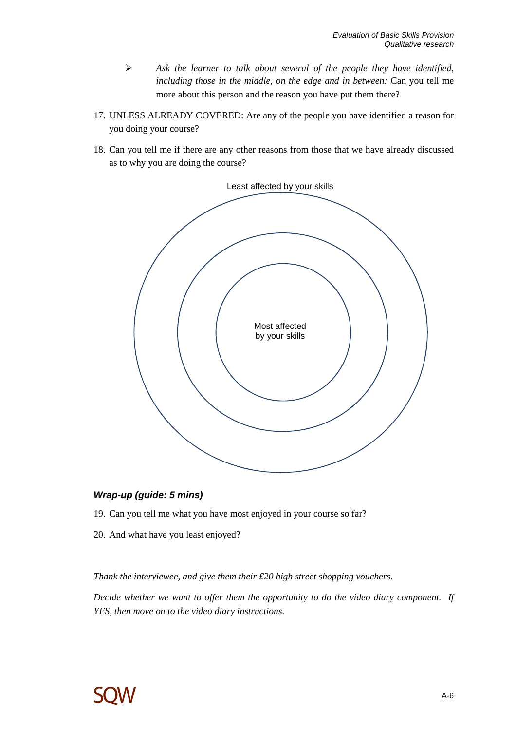- *Ask the learner to talk about several of the people they have identified, including those in the middle, on the edge and in between:* Can you tell me more about this person and the reason you have put them there?

17. UNLESS ALREADY COVERED: Are any of the people you have identified a reason for you doing your course?

18. Can you tell me if there are any other reasons from those that we have already discussed as to why you are doing the course?

Least affected by your skills

Most affected by your skills

### *Wrap-up (guide: 5 mins)*

19. Can you tell me what you have most enjoyed in your course so far?

20. And what have you least enjoyed?

*Thank the interviewee, and give them their £20 high street shopping vouchers.*

*Decide whether we want to offer them the opportunity to do the video diary component. If YES, then move on to the video diary instructions.*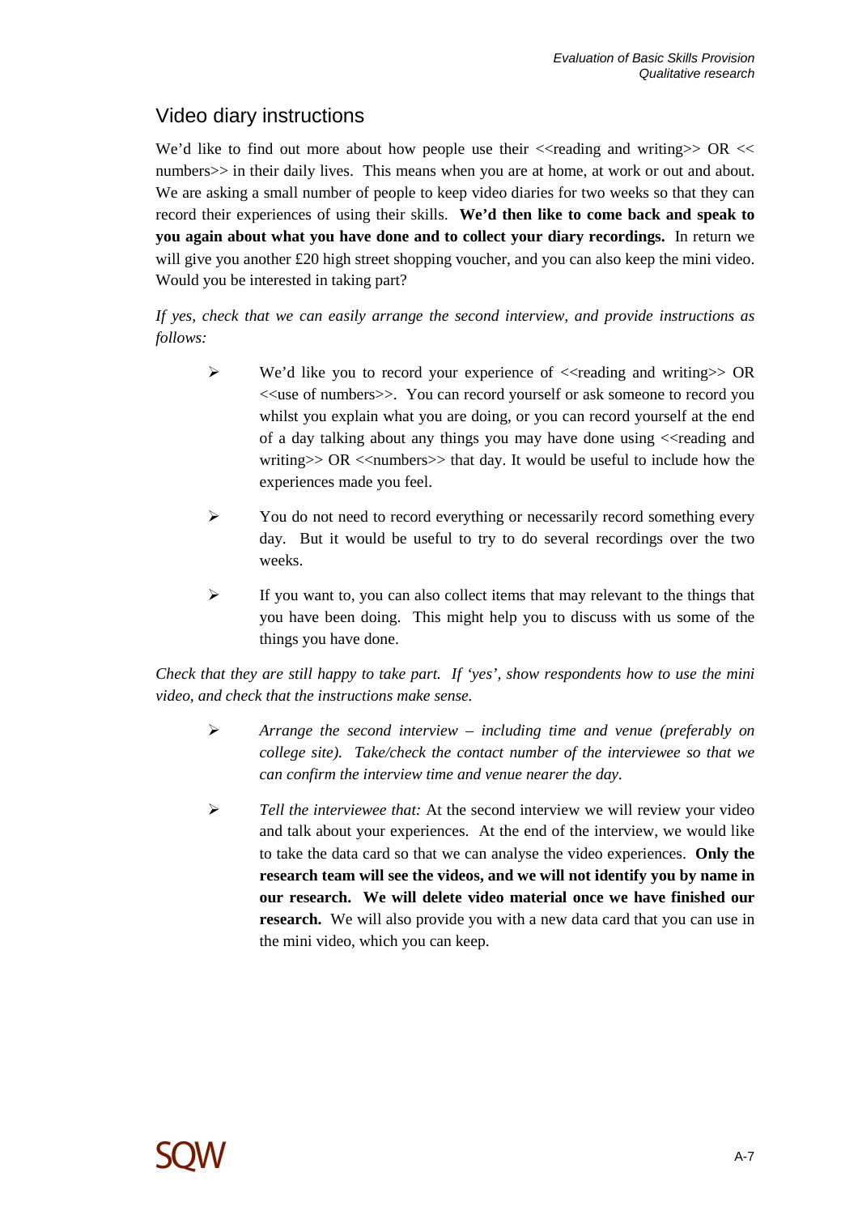## Video diary instructions

We'd like to find out more about how people use their <<reading and writing>> OR << numbers>> in their daily lives. This means when you are at home, at work or out and about. We are asking a small number of people to keep video diaries for two weeks so that they can record their experiences of using their skills. **We'd then like to come back and speak to you again about what you have done and to collect your diary recordings.** In return we will give you another £20 high street shopping voucher, and you can also keep the mini video. Would you be interested in taking part?

*If yes, check that we can easily arrange the second interview, and provide instructions as follows:*

- We'd like you to record your experience of <<reading and writing>> OR <<use of numbers>>. You can record yourself or ask someone to record you whilst you explain what you are doing, or you can record yourself at the end of a day talking about any things you may have done using <<reading and writing>> OR <<numbers>> that day. It would be useful to include how the experiences made you feel.
- You do not need to record everything or necessarily record something every day. But it would be useful to try to do several recordings over the two weeks.
- If you want to, you can also collect items that may relevant to the things that you have been doing. This might help you to discuss with us some of the things you have done.

*Check that they are still happy to take part. If 'yes', show respondents how to use the mini video, and check that the instructions make sense.*

- *Arrange the second interview – including time and venue (preferably on college site). Take/check the contact number of the interviewee so that we can confirm the interview time and venue nearer the day.*
- *Tell the interviewee that:* At the second interview we will review your video and talk about your experiences. At the end of the interview, we would like to take the data card so that we can analyse the video experiences. **Only the research team will see the videos, and we will not identify you by name in our research. We will delete video material once we have finished our research.** We will also provide you with a new data card that you can use in the mini video, which you can keep.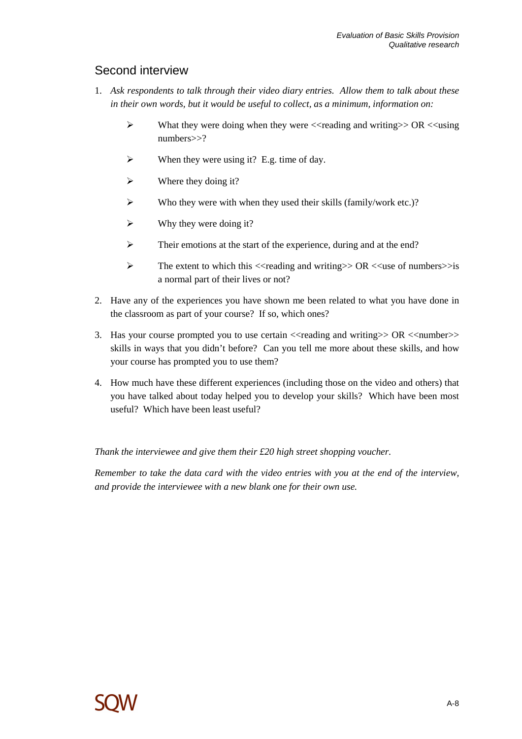## Second interview

1. *Ask respondents to talk through their video diary entries. Allow them to talk about these in their own words, but it would be useful to collect, as a minimum, information on:*

   - What they were doing when they were <<reading and writing>> OR <<using numbers>>?
   - When they were using it? E.g. time of day.
   - Where they doing it?
   - Who they were with when they used their skills (family/work etc.)?
   - Why they were doing it?
   - Their emotions at the start of the experience, during and at the end?
   - The extent to which this <<reading and writing>> OR <<use of numbers>>is a normal part of their lives or not?

2. Have any of the experiences you have shown me been related to what you have done in the classroom as part of your course? If so, which ones?

3. Has your course prompted you to use certain <<reading and writing>> OR <<number>> skills in ways that you didn't before? Can you tell me more about these skills, and how your course has prompted you to use them?

4. How much have these different experiences (including those on the video and others) that you have talked about today helped you to develop your skills? Which have been most useful? Which have been least useful?

*Thank the interviewee and give them their £20 high street shopping voucher.*

*Remember to take the data card with the video entries with you at the end of the interview, and provide the interviewee with a new blank one for their own use.*